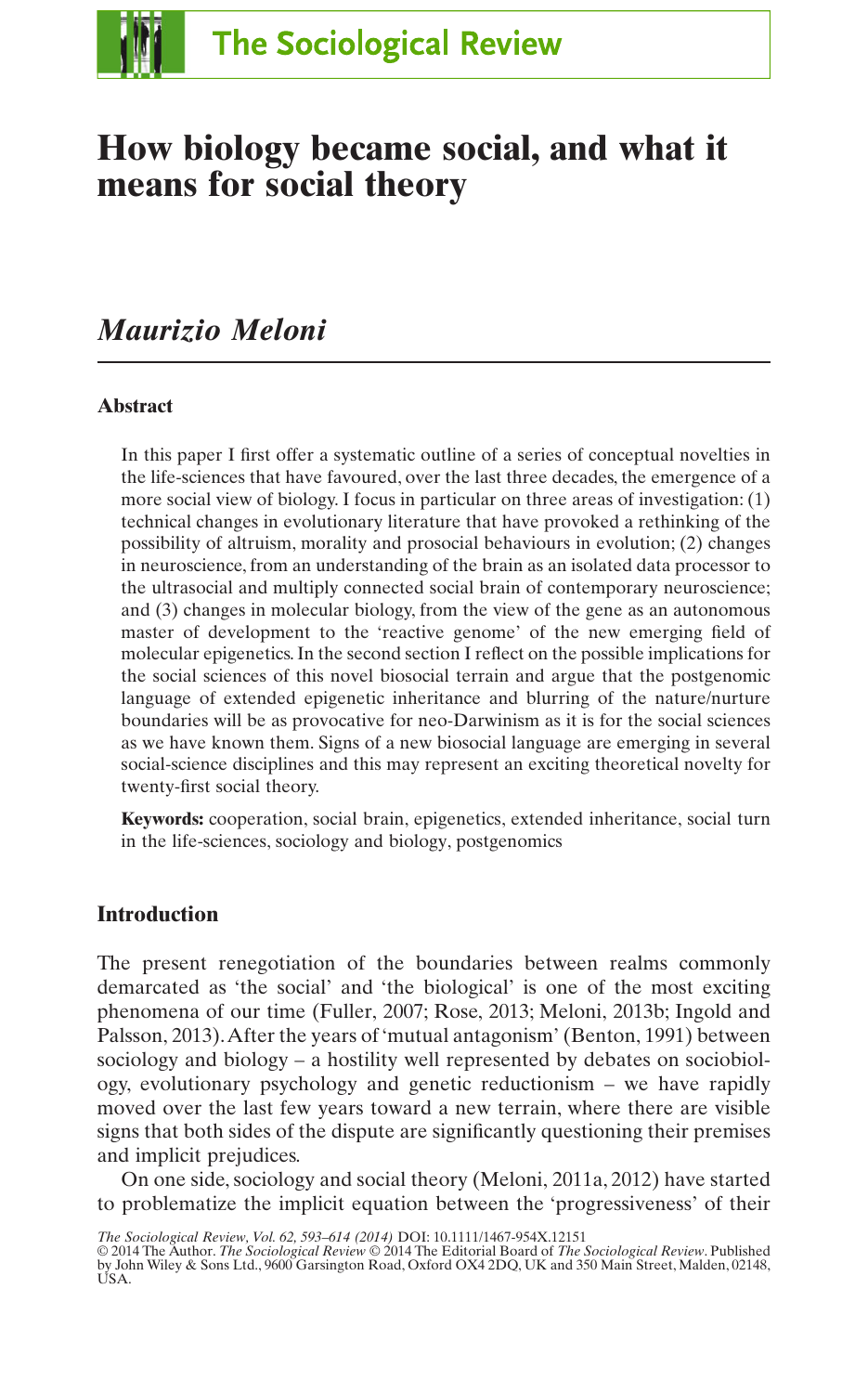# How biology became social, and what it means for social theory

## *Maurizio Meloni*

### Abstract

In this paper I first offer a systematic outline of a series of conceptual novelties in the life-sciences that have favoured, over the last three decades, the emergence of a more social view of biology. I focus in particular on three areas of investigation: (1) technical changes in evolutionary literature that have provoked a rethinking of the possibility of altruism, morality and prosocial behaviours in evolution; (2) changes in neuroscience, from an understanding of the brain as an isolated data processor to the ultrasocial and multiply connected social brain of contemporary neuroscience; and (3) changes in molecular biology, from the view of the gene as an autonomous master of development to the 'reactive genome' of the new emerging field of molecular epigenetics. In the second section I reflect on the possible implications for the social sciences of this novel biosocial terrain and argue that the postgenomic language of extended epigenetic inheritance and blurring of the nature/nurture boundaries will be as provocative for neo-Darwinism as it is for the social sciences as we have known them. Signs of a new biosocial language are emerging in several social-science disciplines and this may represent an exciting theoretical novelty for twenty-first social theory.

**Keywords:** cooperation, social brain, epigenetics, extended inheritance, social turn in the life-sciences, sociology and biology, postgenomics

### Introduction

The present renegotiation of the boundaries between realms commonly demarcated as 'the social' and 'the biological' is one of the most exciting phenomena of our time (Fuller, 2007; Rose, 2013; Meloni, 2013b; Ingold and Palsson, 2013). After the years of 'mutual antagonism' (Benton, 1991) between sociology and biology – a hostility well represented by debates on sociobiology, evolutionary psychology and genetic reductionism – we have rapidly moved over the last few years toward a new terrain, where there are visible signs that both sides of the dispute are significantly questioning their premises and implicit prejudices.

On one side, sociology and social theory (Meloni, 2011a, 2012) have started to problematize the implicit equation between the 'progressiveness' of their

*The Sociological Review*, Vol. 62, 593–614 (2014) DOI: 10.1111/1467-954X.12151
© 2014 The Author. *The Sociological Review* © 2014 The Editorial Board of *The Sociological Review*. Published by John Wiley & Sons Ltd., 9600 Garsington Road, Oxford OX4 2DQ, UK and 350 Main Street, Malden, 02148, USA.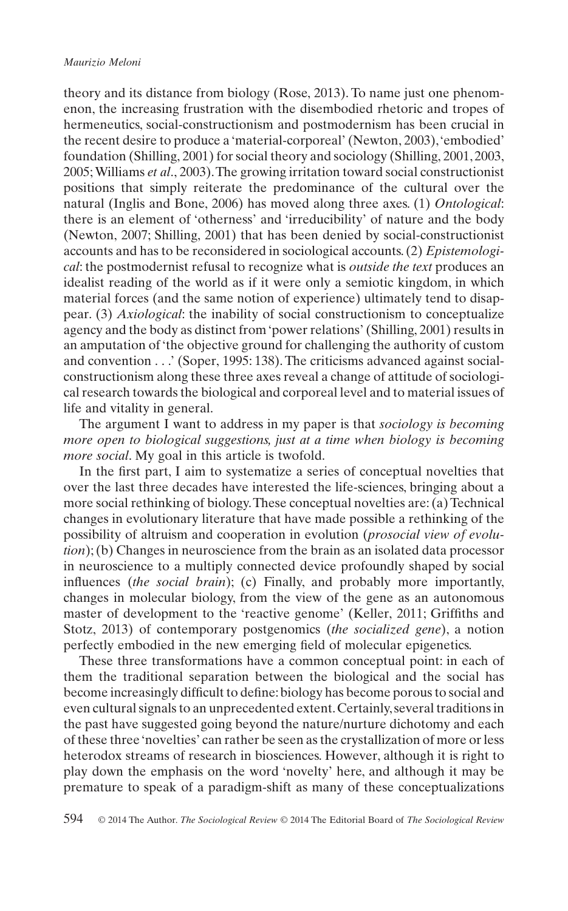theory and its distance from biology (Rose, 2013). To name just one phenomenon, the increasing frustration with the disembodied rhetoric and tropes of hermeneutics, social-constructionism and postmodernism has been crucial in the recent desire to produce a 'material-corporeal' (Newton, 2003), 'embodied' foundation (Shilling, 2001) for social theory and sociology (Shilling, 2001, 2003, 2005; Williams *et al*., 2003). The growing irritation toward social constructionist positions that simply reiterate the predominance of the cultural over the natural (Inglis and Bone, 2006) has moved along three axes. (1) *Ontological*: there is an element of 'otherness' and 'irreducibility' of nature and the body (Newton, 2007; Shilling, 2001) that has been denied by social-constructionist accounts and has to be reconsidered in sociological accounts. (2) *Epistemological*: the postmodernist refusal to recognize what is *outside the text* produces an idealist reading of the world as if it were only a semiotic kingdom, in which material forces (and the same notion of experience) ultimately tend to disappear. (3) *Axiological*: the inability of social constructionism to conceptualize agency and the body as distinct from 'power relations' (Shilling, 2001) results in an amputation of 'the objective ground for challenging the authority of custom and convention . . .' (Soper, 1995: 138). The criticisms advanced against social-constructionism along these three axes reveal a change of attitude of sociological research towards the biological and corporeal level and to material issues of life and vitality in general.

The argument I want to address in my paper is that *sociology is becoming more open to biological suggestions, just at a time when biology is becoming more social*. My goal in this article is twofold.

In the first part, I aim to systematize a series of conceptual novelties that over the last three decades have interested the life-sciences, bringing about a more social rethinking of biology. These conceptual novelties are: (a) Technical changes in evolutionary literature that have made possible a rethinking of the possibility of altruism and cooperation in evolution (*prosocial view of evolution*); (b) Changes in neuroscience from the brain as an isolated data processor in neuroscience to a multiply connected device profoundly shaped by social influences (*the social brain*); (c) Finally, and probably more importantly, changes in molecular biology, from the view of the gene as an autonomous master of development to the 'reactive genome' (Keller, 2011; Griffiths and Stotz, 2013) of contemporary postgenomics (*the socialized gene*), a notion perfectly embodied in the new emerging field of molecular epigenetics.

These three transformations have a common conceptual point: in each of them the traditional separation between the biological and the social has become increasingly difficult to define: biology has become porous to social and even cultural signals to an unprecedented extent. Certainly, several traditions in the past have suggested going beyond the nature/nurture dichotomy and each of these three 'novelties' can rather be seen as the crystallization of more or less heterodox streams of research in biosciences. However, although it is right to play down the emphasis on the word 'novelty' here, and although it may be premature to speak of a paradigm-shift as many of these conceptualizations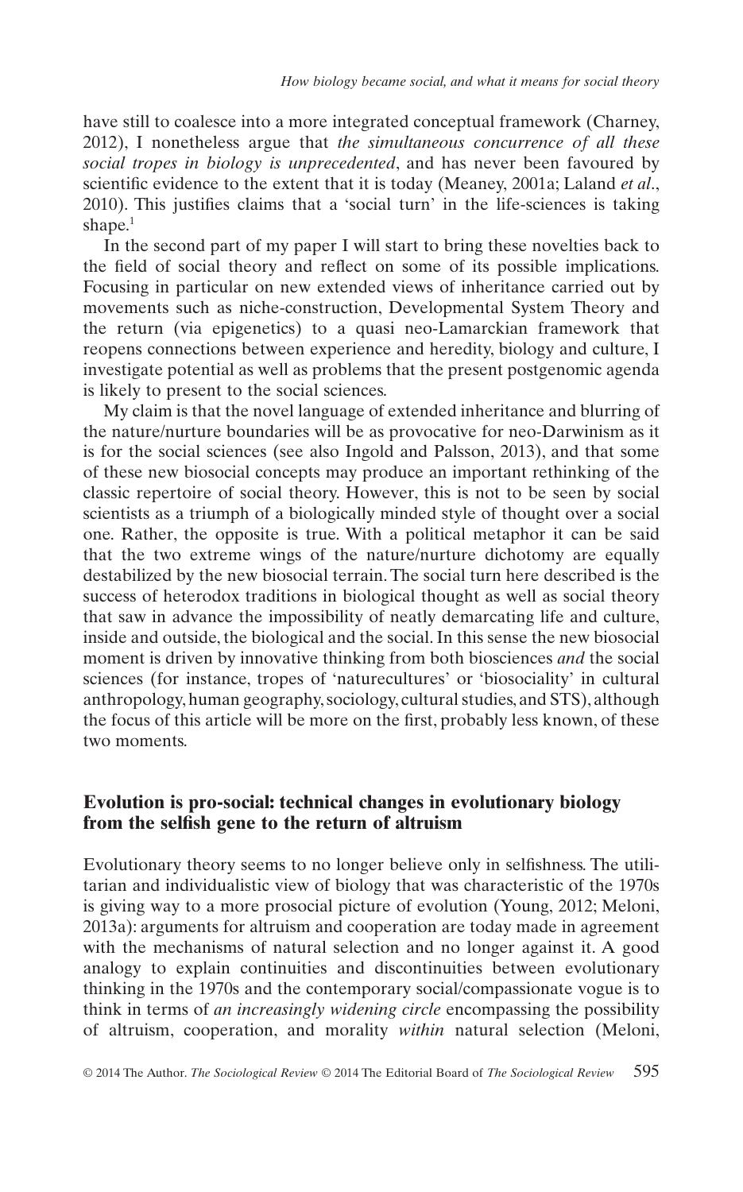have still to coalesce into a more integrated conceptual framework (Charney, 2012), I nonetheless argue that *the simultaneous concurrence of all these social tropes in biology is unprecedented*, and has never been favoured by scientific evidence to the extent that it is today (Meaney, 2001a; Laland *et al*., 2010). This justifies claims that a 'social turn' in the life-sciences is taking shape.[1]

In the second part of my paper I will start to bring these novelties back to the field of social theory and reflect on some of its possible implications. Focusing in particular on new extended views of inheritance carried out by movements such as niche-construction, Developmental System Theory and the return (via epigenetics) to a quasi neo-Lamarckian framework that reopens connections between experience and heredity, biology and culture, I investigate potential as well as problems that the present postgenomic agenda is likely to present to the social sciences.

My claim is that the novel language of extended inheritance and blurring of the nature/nurture boundaries will be as provocative for neo-Darwinism as it is for the social sciences (see also Ingold and Palsson, 2013), and that some of these new biosocial concepts may produce an important rethinking of the classic repertoire of social theory. However, this is not to be seen by social scientists as a triumph of a biologically minded style of thought over a social one. Rather, the opposite is true. With a political metaphor it can be said that the two extreme wings of the nature/nurture dichotomy are equally destabilized by the new biosocial terrain. The social turn here described is the success of heterodox traditions in biological thought as well as social theory that saw in advance the impossibility of neatly demarcating life and culture, inside and outside, the biological and the social. In this sense the new biosocial moment is driven by innovative thinking from both biosciences *and* the social sciences (for instance, tropes of 'naturecultures' or 'biosociality' in cultural anthropology, human geography, sociology, cultural studies, and STS), although the focus of this article will be more on the first, probably less known, of these two moments.

## Evolution is pro-social: technical changes in evolutionary biology from the selfish gene to the return of altruism

Evolutionary theory seems to no longer believe only in selfishness. The utilitarian and individualistic view of biology that was characteristic of the 1970s is giving way to a more prosocial picture of evolution (Young, 2012; Meloni, 2013a): arguments for altruism and cooperation are today made in agreement with the mechanisms of natural selection and no longer against it. A good analogy to explain continuities and discontinuities between evolutionary thinking in the 1970s and the contemporary social/compassionate vogue is to think in terms of *an increasingly widening circle* encompassing the possibility of altruism, cooperation, and morality *within* natural selection (Meloni,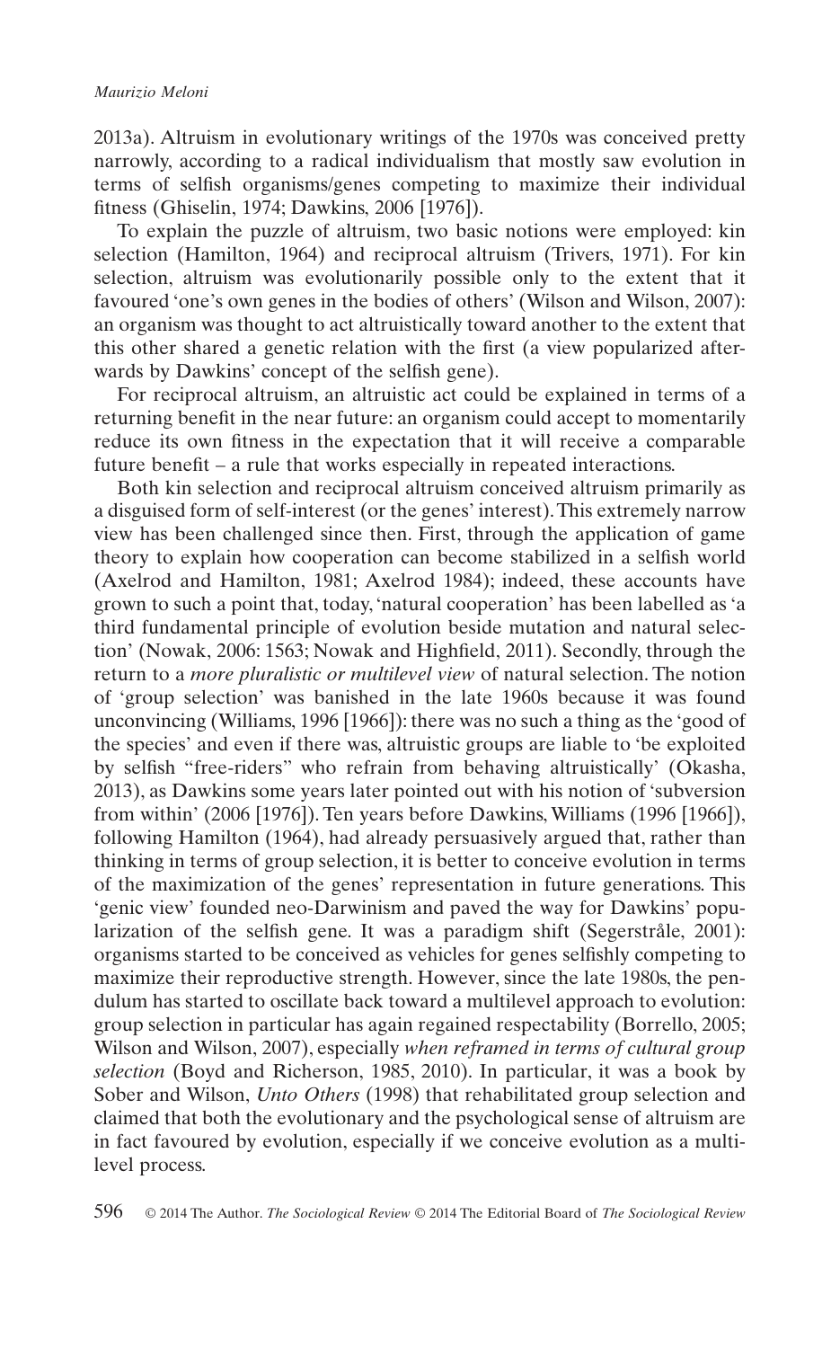2013a). Altruism in evolutionary writings of the 1970s was conceived pretty narrowly, according to a radical individualism that mostly saw evolution in terms of selfish organisms/genes competing to maximize their individual fitness (Ghiselin, 1974; Dawkins, 2006 [1976]).

To explain the puzzle of altruism, two basic notions were employed: kin selection (Hamilton, 1964) and reciprocal altruism (Trivers, 1971). For kin selection, altruism was evolutionarily possible only to the extent that it favoured 'one's own genes in the bodies of others' (Wilson and Wilson, 2007): an organism was thought to act altruistically toward another to the extent that this other shared a genetic relation with the first (a view popularized afterwards by Dawkins' concept of the selfish gene).

For reciprocal altruism, an altruistic act could be explained in terms of a returning benefit in the near future: an organism could accept to momentarily reduce its own fitness in the expectation that it will receive a comparable future benefit – a rule that works especially in repeated interactions.

Both kin selection and reciprocal altruism conceived altruism primarily as a disguised form of self-interest (or the genes' interest). This extremely narrow view has been challenged since then. First, through the application of game theory to explain how cooperation can become stabilized in a selfish world (Axelrod and Hamilton, 1981; Axelrod 1984); indeed, these accounts have grown to such a point that, today, 'natural cooperation' has been labelled as 'a third fundamental principle of evolution beside mutation and natural selection' (Nowak, 2006: 1563; Nowak and Highfield, 2011). Secondly, through the return to a *more pluralistic or multilevel view* of natural selection. The notion of 'group selection' was banished in the late 1960s because it was found unconvincing (Williams, 1996 [1966]): there was no such a thing as the 'good of the species' and even if there was, altruistic groups are liable to 'be exploited by selfish "free-riders" who refrain from behaving altruistically' (Okasha, 2013), as Dawkins some years later pointed out with his notion of 'subversion from within' (2006 [1976]). Ten years before Dawkins, Williams (1996 [1966]), following Hamilton (1964), had already persuasively argued that, rather than thinking in terms of group selection, it is better to conceive evolution in terms of the maximization of the genes' representation in future generations. This 'genic view' founded neo-Darwinism and paved the way for Dawkins' popularization of the selfish gene. It was a paradigm shift (Segerstråle, 2001): organisms started to be conceived as vehicles for genes selfishly competing to maximize their reproductive strength. However, since the late 1980s, the pendulum has started to oscillate back toward a multilevel approach to evolution: group selection in particular has again regained respectability (Borrello, 2005; Wilson and Wilson, 2007), especially *when reframed in terms of cultural group selection* (Boyd and Richerson, 1985, 2010). In particular, it was a book by Sober and Wilson, *Unto Others* (1998) that rehabilitated group selection and claimed that both the evolutionary and the psychological sense of altruism are in fact favoured by evolution, especially if we conceive evolution as a multilevel process.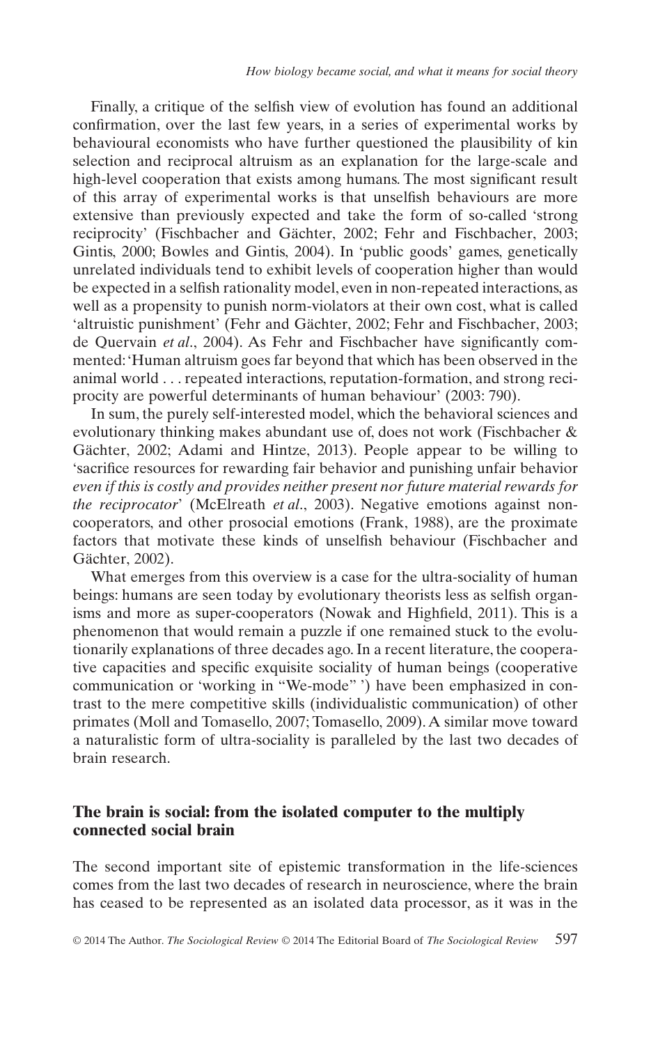Finally, a critique of the selfish view of evolution has found an additional confirmation, over the last few years, in a series of experimental works by behavioural economists who have further questioned the plausibility of kin selection and reciprocal altruism as an explanation for the large-scale and high-level cooperation that exists among humans. The most significant result of this array of experimental works is that unselfish behaviours are more extensive than previously expected and take the form of so-called 'strong reciprocity' (Fischbacher and Gächter, 2002; Fehr and Fischbacher, 2003; Gintis, 2000; Bowles and Gintis, 2004). In 'public goods' games, genetically unrelated individuals tend to exhibit levels of cooperation higher than would be expected in a selfish rationality model, even in non-repeated interactions, as well as a propensity to punish norm-violators at their own cost, what is called 'altruistic punishment' (Fehr and Gächter, 2002; Fehr and Fischbacher, 2003; de Quervain *et al*., 2004). As Fehr and Fischbacher have significantly commented: 'Human altruism goes far beyond that which has been observed in the animal world . . . repeated interactions, reputation-formation, and strong reciprocity are powerful determinants of human behaviour' (2003: 790).

In sum, the purely self-interested model, which the behavioral sciences and evolutionary thinking makes abundant use of, does not work (Fischbacher & Gächter, 2002; Adami and Hintze, 2013). People appear to be willing to 'sacrifice resources for rewarding fair behavior and punishing unfair behavior *even if this is costly and provides neither present nor future material rewards for the reciprocator*' (McElreath *et al*., 2003). Negative emotions against non-cooperators, and other prosocial emotions (Frank, 1988), are the proximate factors that motivate these kinds of unselfish behaviour (Fischbacher and Gächter, 2002).

What emerges from this overview is a case for the ultra-sociality of human beings: humans are seen today by evolutionary theorists less as selfish organisms and more as super-cooperators (Nowak and Highfield, 2011). This is a phenomenon that would remain a puzzle if one remained stuck to the evolutionarily explanations of three decades ago. In a recent literature, the cooperative capacities and specific exquisite sociality of human beings (cooperative communication or 'working in "We-mode" ') have been emphasized in contrast to the mere competitive skills (individualistic communication) of other primates (Moll and Tomasello, 2007; Tomasello, 2009). A similar move toward a naturalistic form of ultra-sociality is paralleled by the last two decades of brain research.

## The brain is social: from the isolated computer to the multiply connected social brain

The second important site of epistemic transformation in the life-sciences comes from the last two decades of research in neuroscience, where the brain has ceased to be represented as an isolated data processor, as it was in the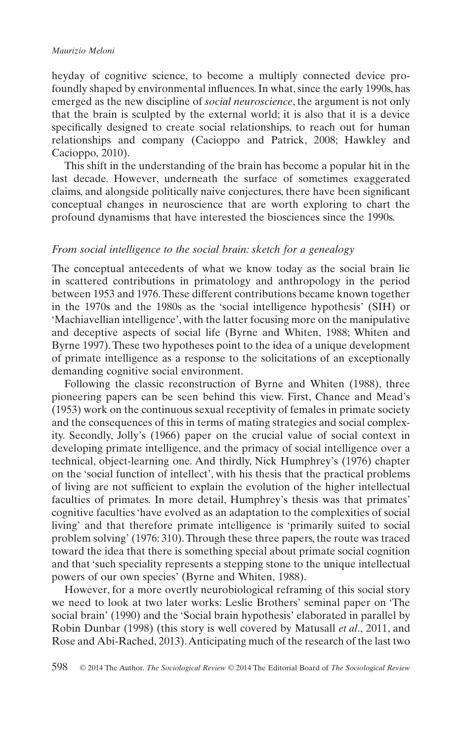heyday of cognitive science, to become a multiply connected device profoundly shaped by environmental influences. In what, since the early 1990s, has emerged as the new discipline of *social neuroscience*, the argument is not only that the brain is sculpted by the external world; it is also that it is a device specifically designed to create social relationships, to reach out for human relationships and company (Cacioppo and Patrick, 2008; Hawkley and Cacioppo, 2010).

This shift in the understanding of the brain has become a popular hit in the last decade. However, underneath the surface of sometimes exaggerated claims, and alongside politically naive conjectures, there have been significant conceptual changes in neuroscience that are worth exploring to chart the profound dynamisms that have interested the biosciences since the 1990s.

### *From social intelligence to the social brain: sketch for a genealogy*

The conceptual antecedents of what we know today as the social brain lie in scattered contributions in primatology and anthropology in the period between 1953 and 1976. These different contributions became known together in the 1970s and the 1980s as the 'social intelligence hypothesis' (SIH) or 'Machiavellian intelligence', with the latter focusing more on the manipulative and deceptive aspects of social life (Byrne and Whiten, 1988; Whiten and Byrne 1997). These two hypotheses point to the idea of a unique development of primate intelligence as a response to the solicitations of an exceptionally demanding cognitive social environment.

Following the classic reconstruction of Byrne and Whiten (1988), three pioneering papers can be seen behind this view. First, Chance and Mead's (1953) work on the continuous sexual receptivity of females in primate society and the consequences of this in terms of mating strategies and social complexity. Secondly, Jolly's (1966) paper on the crucial value of social context in developing primate intelligence, and the primacy of social intelligence over a technical, object-learning one. And thirdly, Nick Humphrey's (1976) chapter on the 'social function of intellect', with his thesis that the practical problems of living are not sufficient to explain the evolution of the higher intellectual faculties of primates. In more detail, Humphrey's thesis was that primates' cognitive faculties 'have evolved as an adaptation to the complexities of social living' and that therefore primate intelligence is 'primarily suited to social problem solving' (1976: 310). Through these three papers, the route was traced toward the idea that there is something special about primate social cognition and that 'such speciality represents a stepping stone to the unique intellectual powers of our own species' (Byrne and Whiten, 1988).

However, for a more overtly neurobiological reframing of this social story we need to look at two later works: Leslie Brothers' seminal paper on 'The social brain' (1990) and the 'Social brain hypothesis' elaborated in parallel by Robin Dunbar (1998) (this story is well covered by Matusall *et al*., 2011, and Rose and Abi-Rached, 2013). Anticipating much of the research of the last two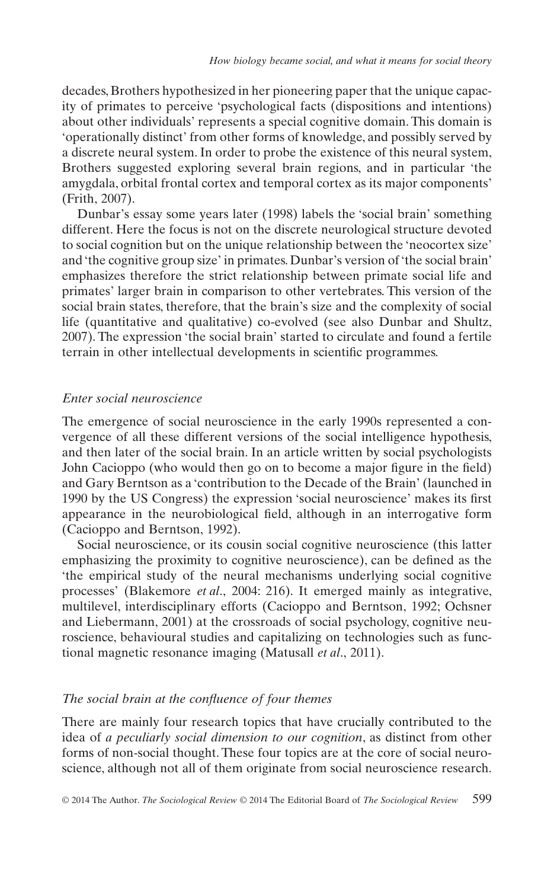decades, Brothers hypothesized in her pioneering paper that the unique capacity of primates to perceive 'psychological facts (dispositions and intentions) about other individuals' represents a special cognitive domain. This domain is 'operationally distinct' from other forms of knowledge, and possibly served by a discrete neural system. In order to probe the existence of this neural system, Brothers suggested exploring several brain regions, and in particular 'the amygdala, orbital frontal cortex and temporal cortex as its major components' (Frith, 2007).

Dunbar's essay some years later (1998) labels the 'social brain' something different. Here the focus is not on the discrete neurological structure devoted to social cognition but on the unique relationship between the 'neocortex size' and 'the cognitive group size' in primates. Dunbar's version of 'the social brain' emphasizes therefore the strict relationship between primate social life and primates' larger brain in comparison to other vertebrates. This version of the social brain states, therefore, that the brain's size and the complexity of social life (quantitative and qualitative) co-evolved (see also Dunbar and Shultz, 2007). The expression 'the social brain' started to circulate and found a fertile terrain in other intellectual developments in scientific programmes.

### *Enter social neuroscience*

The emergence of social neuroscience in the early 1990s represented a convergence of all these different versions of the social intelligence hypothesis, and then later of the social brain. In an article written by social psychologists John Cacioppo (who would then go on to become a major figure in the field) and Gary Berntson as a 'contribution to the Decade of the Brain' (launched in 1990 by the US Congress) the expression 'social neuroscience' makes its first appearance in the neurobiological field, although in an interrogative form (Cacioppo and Berntson, 1992).

Social neuroscience, or its cousin social cognitive neuroscience (this latter emphasizing the proximity to cognitive neuroscience), can be defined as the 'the empirical study of the neural mechanisms underlying social cognitive processes' (Blakemore *et al*., 2004: 216). It emerged mainly as integrative, multilevel, interdisciplinary efforts (Cacioppo and Berntson, 1992; Ochsner and Liebermann, 2001) at the crossroads of social psychology, cognitive neuroscience, behavioural studies and capitalizing on technologies such as functional magnetic resonance imaging (Matusall *et al*., 2011).

### *The social brain at the confluence of four themes*

There are mainly four research topics that have crucially contributed to the idea of *a peculiarly social dimension to our cognition*, as distinct from other forms of non-social thought. These four topics are at the core of social neuroscience, although not all of them originate from social neuroscience research.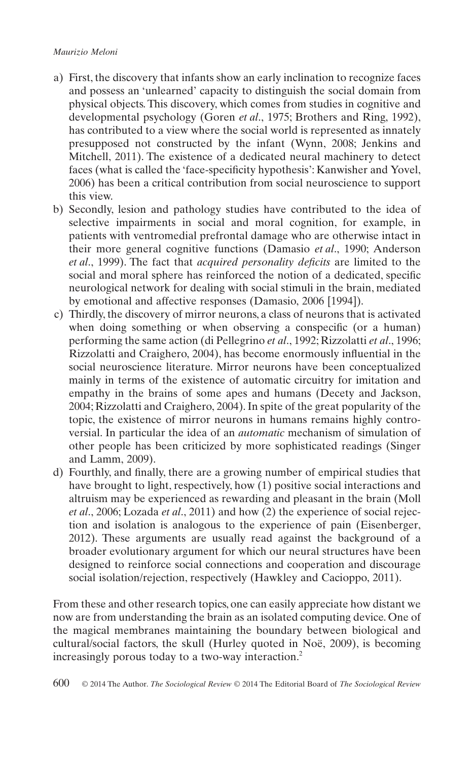a) First, the discovery that infants show an early inclination to recognize faces and possess an 'unlearned' capacity to distinguish the social domain from physical objects. This discovery, which comes from studies in cognitive and developmental psychology (Goren *et al*., 1975; Brothers and Ring, 1992), has contributed to a view where the social world is represented as innately presupposed not constructed by the infant (Wynn, 2008; Jenkins and Mitchell, 2011). The existence of a dedicated neural machinery to detect faces (what is called the 'face-specificity hypothesis': Kanwisher and Yovel, 2006) has been a critical contribution from social neuroscience to support this view.
b) Secondly, lesion and pathology studies have contributed to the idea of selective impairments in social and moral cognition, for example, in patients with ventromedial prefrontal damage who are otherwise intact in their more general cognitive functions (Damasio *et al*., 1990; Anderson *et al*., 1999). The fact that *acquired personality deficits* are limited to the social and moral sphere has reinforced the notion of a dedicated, specific neurological network for dealing with social stimuli in the brain, mediated by emotional and affective responses (Damasio, 2006 [1994]).
c) Thirdly, the discovery of mirror neurons, a class of neurons that is activated when doing something or when observing a conspecific (or a human) performing the same action (di Pellegrino *et al*., 1992; Rizzolatti *et al*., 1996; Rizzolatti and Craighero, 2004), has become enormously influential in the social neuroscience literature. Mirror neurons have been conceptualized mainly in terms of the existence of automatic circuitry for imitation and empathy in the brains of some apes and humans (Decety and Jackson, 2004; Rizzolatti and Craighero, 2004). In spite of the great popularity of the topic, the existence of mirror neurons in humans remains highly controversial. In particular the idea of an *automatic* mechanism of simulation of other people has been criticized by more sophisticated readings (Singer and Lamm, 2009).
d) Fourthly, and finally, there are a growing number of empirical studies that have brought to light, respectively, how (1) positive social interactions and altruism may be experienced as rewarding and pleasant in the brain (Moll *et al*., 2006; Lozada *et al*., 2011) and how (2) the experience of social rejection and isolation is analogous to the experience of pain (Eisenberger, 2012). These arguments are usually read against the background of a broader evolutionary argument for which our neural structures have been designed to reinforce social connections and cooperation and discourage social isolation/rejection, respectively (Hawkley and Cacioppo, 2011).

From these and other research topics, one can easily appreciate how distant we now are from understanding the brain as an isolated computing device. One of the magical membranes maintaining the boundary between biological and cultural/social factors, the skull (Hurley quoted in Noë, 2009), is becoming increasingly porous today to a two-way interaction.[2]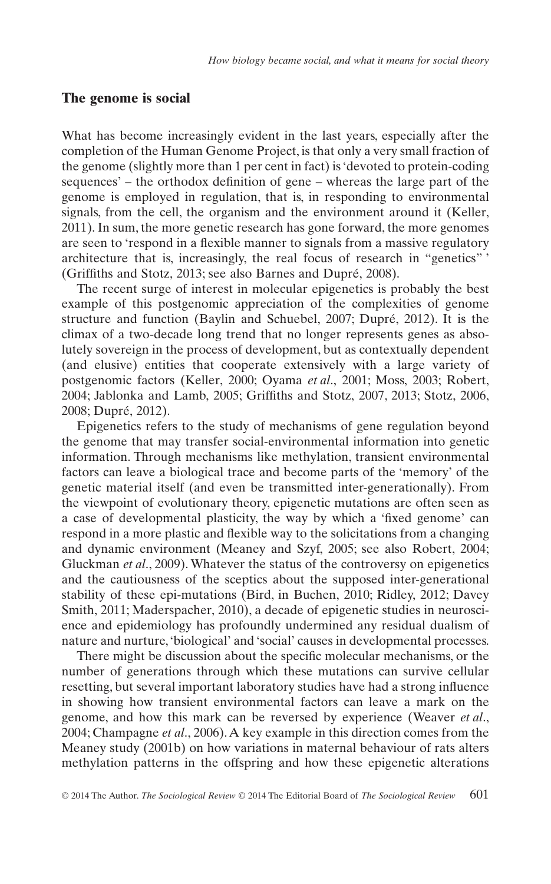## The genome is social

What has become increasingly evident in the last years, especially after the completion of the Human Genome Project, is that only a very small fraction of the genome (slightly more than 1 per cent in fact) is 'devoted to protein-coding sequences' – the orthodox definition of gene – whereas the large part of the genome is employed in regulation, that is, in responding to environmental signals, from the cell, the organism and the environment around it (Keller, 2011). In sum, the more genetic research has gone forward, the more genomes are seen to 'respond in a flexible manner to signals from a massive regulatory architecture that is, increasingly, the real focus of research in "genetics" ' (Griffiths and Stotz, 2013; see also Barnes and Dupré, 2008).

The recent surge of interest in molecular epigenetics is probably the best example of this postgenomic appreciation of the complexities of genome structure and function (Baylin and Schuebel, 2007; Dupré, 2012). It is the climax of a two-decade long trend that no longer represents genes as absolutely sovereign in the process of development, but as contextually dependent (and elusive) entities that cooperate extensively with a large variety of postgenomic factors (Keller, 2000; Oyama *et al*., 2001; Moss, 2003; Robert, 2004; Jablonka and Lamb, 2005; Griffiths and Stotz, 2007, 2013; Stotz, 2006, 2008; Dupré, 2012).

Epigenetics refers to the study of mechanisms of gene regulation beyond the genome that may transfer social-environmental information into genetic information. Through mechanisms like methylation, transient environmental factors can leave a biological trace and become parts of the 'memory' of the genetic material itself (and even be transmitted inter-generationally). From the viewpoint of evolutionary theory, epigenetic mutations are often seen as a case of developmental plasticity, the way by which a 'fixed genome' can respond in a more plastic and flexible way to the solicitations from a changing and dynamic environment (Meaney and Szyf, 2005; see also Robert, 2004; Gluckman *et al*., 2009). Whatever the status of the controversy on epigenetics and the cautiousness of the sceptics about the supposed inter-generational stability of these epi-mutations (Bird, in Buchen, 2010; Ridley, 2012; Davey Smith, 2011; Maderspacher, 2010), a decade of epigenetic studies in neuroscience and epidemiology has profoundly undermined any residual dualism of nature and nurture, 'biological' and 'social' causes in developmental processes.

There might be discussion about the specific molecular mechanisms, or the number of generations through which these mutations can survive cellular resetting, but several important laboratory studies have had a strong influence in showing how transient environmental factors can leave a mark on the genome, and how this mark can be reversed by experience (Weaver *et al*., 2004; Champagne *et al*., 2006). A key example in this direction comes from the Meaney study (2001b) on how variations in maternal behaviour of rats alters methylation patterns in the offspring and how these epigenetic alterations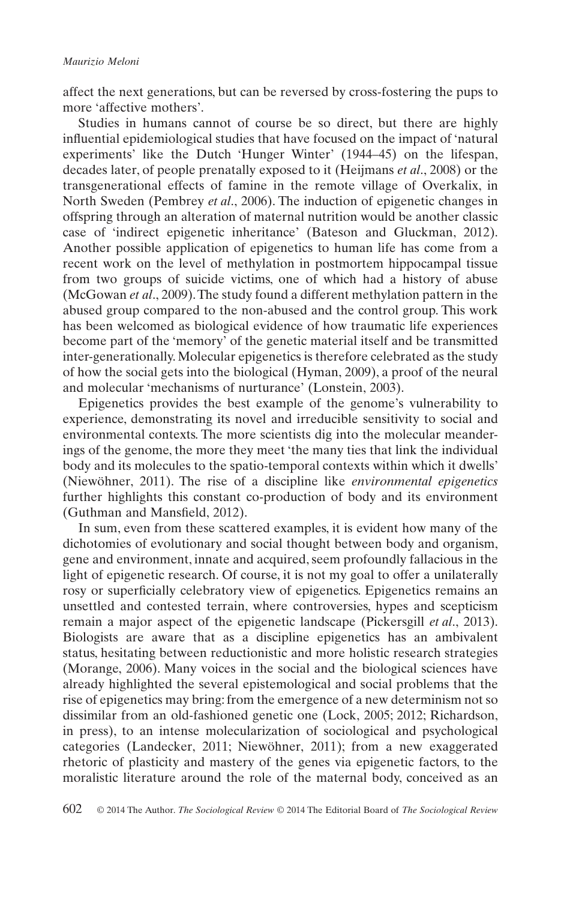affect the next generations, but can be reversed by cross-fostering the pups to more 'affective mothers'.

Studies in humans cannot of course be so direct, but there are highly influential epidemiological studies that have focused on the impact of 'natural experiments' like the Dutch 'Hunger Winter' (1944–45) on the lifespan, decades later, of people prenatally exposed to it (Heijmans *et al*., 2008) or the transgenerational effects of famine in the remote village of Overkalix, in North Sweden (Pembrey *et al*., 2006). The induction of epigenetic changes in offspring through an alteration of maternal nutrition would be another classic case of 'indirect epigenetic inheritance' (Bateson and Gluckman, 2012). Another possible application of epigenetics to human life has come from a recent work on the level of methylation in postmortem hippocampal tissue from two groups of suicide victims, one of which had a history of abuse (McGowan *et al*., 2009). The study found a different methylation pattern in the abused group compared to the non-abused and the control group. This work has been welcomed as biological evidence of how traumatic life experiences become part of the 'memory' of the genetic material itself and be transmitted inter-generationally. Molecular epigenetics is therefore celebrated as the study of how the social gets into the biological (Hyman, 2009), a proof of the neural and molecular 'mechanisms of nurturance' (Lonstein, 2003).

Epigenetics provides the best example of the genome's vulnerability to experience, demonstrating its novel and irreducible sensitivity to social and environmental contexts. The more scientists dig into the molecular meanderings of the genome, the more they meet 'the many ties that link the individual body and its molecules to the spatio-temporal contexts within which it dwells' (Niewöhner, 2011). The rise of a discipline like *environmental epigenetics* further highlights this constant co-production of body and its environment (Guthman and Mansfield, 2012).

In sum, even from these scattered examples, it is evident how many of the dichotomies of evolutionary and social thought between body and organism, gene and environment, innate and acquired, seem profoundly fallacious in the light of epigenetic research. Of course, it is not my goal to offer a unilaterally rosy or superficially celebratory view of epigenetics. Epigenetics remains an unsettled and contested terrain, where controversies, hypes and scepticism remain a major aspect of the epigenetic landscape (Pickersgill *et al*., 2013). Biologists are aware that as a discipline epigenetics has an ambivalent status, hesitating between reductionistic and more holistic research strategies (Morange, 2006). Many voices in the social and the biological sciences have already highlighted the several epistemological and social problems that the rise of epigenetics may bring: from the emergence of a new determinism not so dissimilar from an old-fashioned genetic one (Lock, 2005; 2012; Richardson, in press), to an intense molecularization of sociological and psychological categories (Landecker, 2011; Niewöhner, 2011); from a new exaggerated rhetoric of plasticity and mastery of the genes via epigenetic factors, to the moralistic literature around the role of the maternal body, conceived as an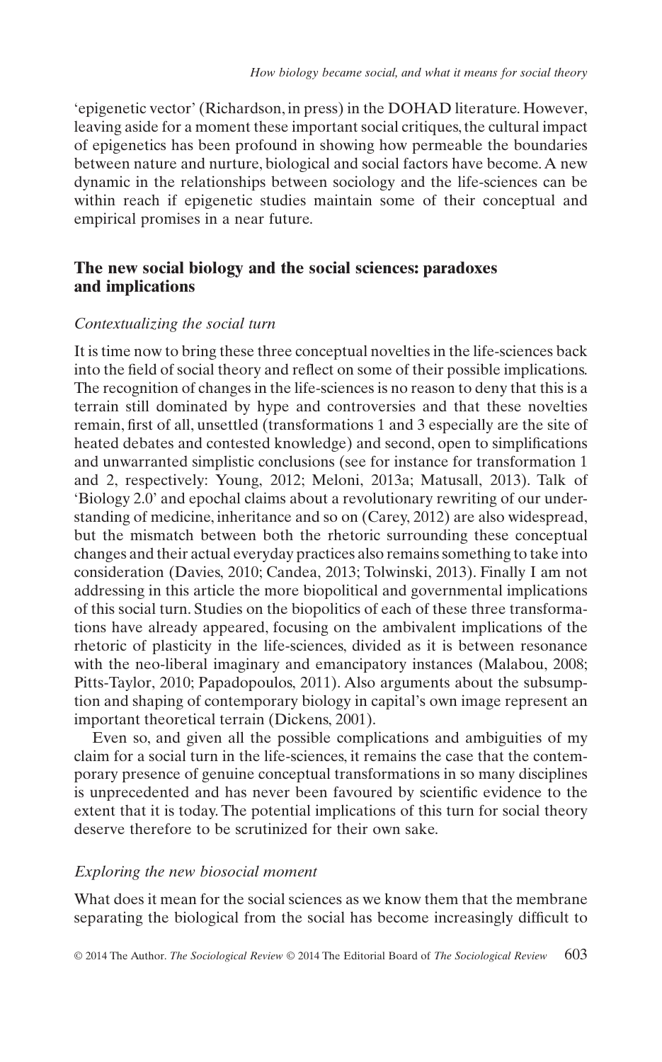'epigenetic vector' (Richardson, in press) in the DOHAD literature. However, leaving aside for a moment these important social critiques, the cultural impact of epigenetics has been profound in showing how permeable the boundaries between nature and nurture, biological and social factors have become. A new dynamic in the relationships between sociology and the life-sciences can be within reach if epigenetic studies maintain some of their conceptual and empirical promises in a near future.

## The new social biology and the social sciences: paradoxes and implications

### *Contextualizing the social turn*

It is time now to bring these three conceptual novelties in the life-sciences back into the field of social theory and reflect on some of their possible implications. The recognition of changes in the life-sciences is no reason to deny that this is a terrain still dominated by hype and controversies and that these novelties remain, first of all, unsettled (transformations 1 and 3 especially are the site of heated debates and contested knowledge) and second, open to simplifications and unwarranted simplistic conclusions (see for instance for transformation 1 and 2, respectively: Young, 2012; Meloni, 2013a; Matusall, 2013). Talk of 'Biology 2.0' and epochal claims about a revolutionary rewriting of our understanding of medicine, inheritance and so on (Carey, 2012) are also widespread, but the mismatch between both the rhetoric surrounding these conceptual changes and their actual everyday practices also remains something to take into consideration (Davies, 2010; Candea, 2013; Tolwinski, 2013). Finally I am not addressing in this article the more biopolitical and governmental implications of this social turn. Studies on the biopolitics of each of these three transformations have already appeared, focusing on the ambivalent implications of the rhetoric of plasticity in the life-sciences, divided as it is between resonance with the neo-liberal imaginary and emancipatory instances (Malabou, 2008; Pitts-Taylor, 2010; Papadopoulos, 2011). Also arguments about the subsumption and shaping of contemporary biology in capital's own image represent an important theoretical terrain (Dickens, 2001).

Even so, and given all the possible complications and ambiguities of my claim for a social turn in the life-sciences, it remains the case that the contemporary presence of genuine conceptual transformations in so many disciplines is unprecedented and has never been favoured by scientific evidence to the extent that it is today. The potential implications of this turn for social theory deserve therefore to be scrutinized for their own sake.

### *Exploring the new biosocial moment*

What does it mean for the social sciences as we know them that the membrane separating the biological from the social has become increasingly difficult to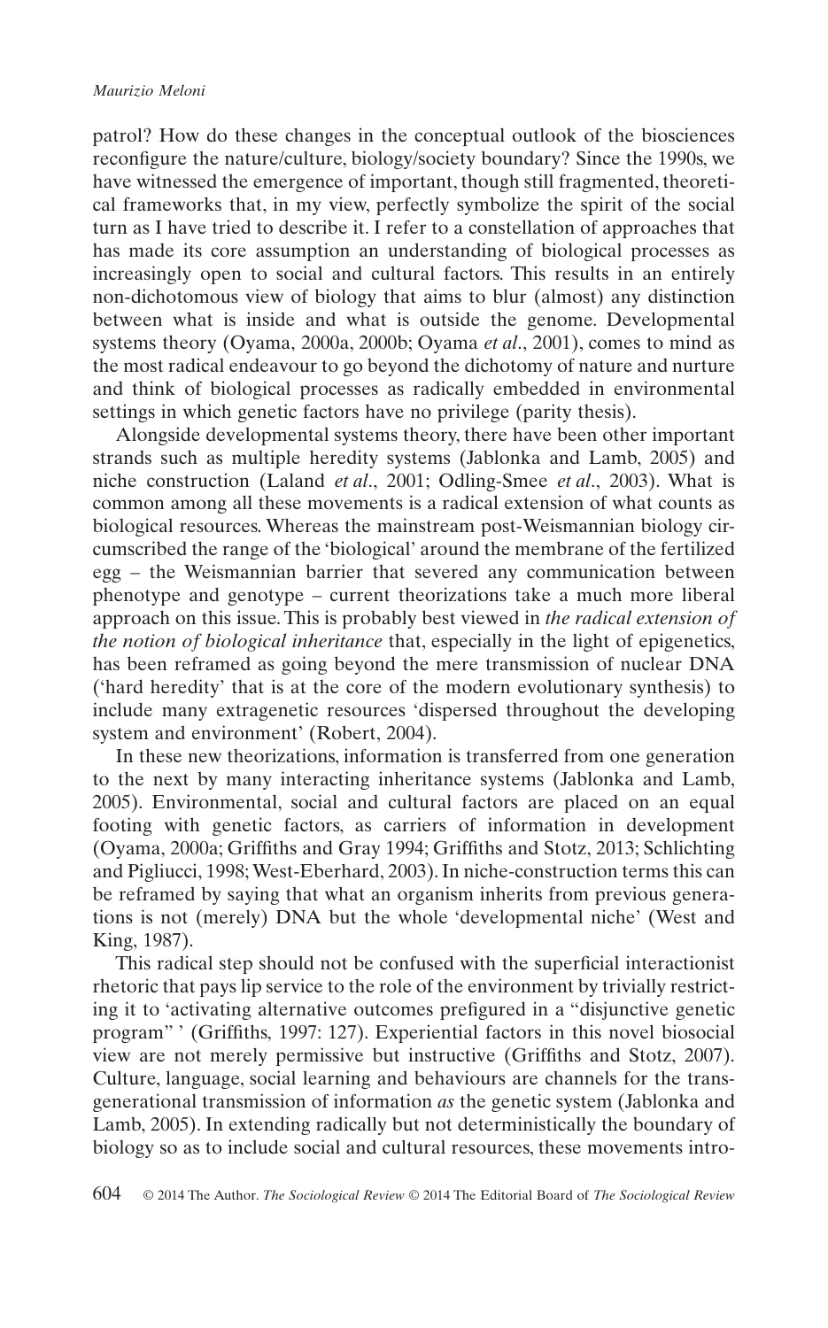patrol? How do these changes in the conceptual outlook of the biosciences reconfigure the nature/culture, biology/society boundary? Since the 1990s, we have witnessed the emergence of important, though still fragmented, theoretical frameworks that, in my view, perfectly symbolize the spirit of the social turn as I have tried to describe it. I refer to a constellation of approaches that has made its core assumption an understanding of biological processes as increasingly open to social and cultural factors. This results in an entirely non-dichotomous view of biology that aims to blur (almost) any distinction between what is inside and what is outside the genome. Developmental systems theory (Oyama, 2000a, 2000b; Oyama *et al*., 2001), comes to mind as the most radical endeavour to go beyond the dichotomy of nature and nurture and think of biological processes as radically embedded in environmental settings in which genetic factors have no privilege (parity thesis).

Alongside developmental systems theory, there have been other important strands such as multiple heredity systems (Jablonka and Lamb, 2005) and niche construction (Laland *et al*., 2001; Odling-Smee *et al*., 2003). What is common among all these movements is a radical extension of what counts as biological resources. Whereas the mainstream post-Weismannian biology circumscribed the range of the 'biological' around the membrane of the fertilized egg – the Weismannian barrier that severed any communication between phenotype and genotype – current theorizations take a much more liberal approach on this issue. This is probably best viewed in *the radical extension of the notion of biological inheritance* that, especially in the light of epigenetics, has been reframed as going beyond the mere transmission of nuclear DNA ('hard heredity' that is at the core of the modern evolutionary synthesis) to include many extragenetic resources 'dispersed throughout the developing system and environment' (Robert, 2004).

In these new theorizations, information is transferred from one generation to the next by many interacting inheritance systems (Jablonka and Lamb, 2005). Environmental, social and cultural factors are placed on an equal footing with genetic factors, as carriers of information in development (Oyama, 2000a; Griffiths and Gray 1994; Griffiths and Stotz, 2013; Schlichting and Pigliucci, 1998; West-Eberhard, 2003). In niche-construction terms this can be reframed by saying that what an organism inherits from previous generations is not (merely) DNA but the whole 'developmental niche' (West and King, 1987).

This radical step should not be confused with the superficial interactionist rhetoric that pays lip service to the role of the environment by trivially restricting it to 'activating alternative outcomes prefigured in a "disjunctive genetic program" ' (Griffiths, 1997: 127). Experiential factors in this novel biosocial view are not merely permissive but instructive (Griffiths and Stotz, 2007). Culture, language, social learning and behaviours are channels for the transgenerational transmission of information *as* the genetic system (Jablonka and Lamb, 2005). In extending radically but not deterministically the boundary of biology so as to include social and cultural resources, these movements intro-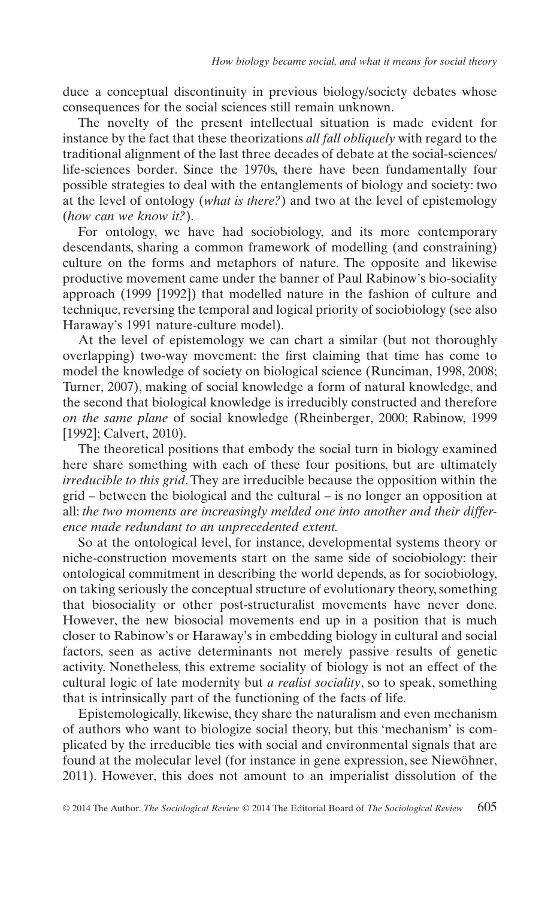duce a conceptual discontinuity in previous biology/society debates whose consequences for the social sciences still remain unknown.

The novelty of the present intellectual situation is made evident for instance by the fact that these theorizations *all fall obliquely* with regard to the traditional alignment of the last three decades of debate at the social-sciences/life-sciences border. Since the 1970s, there have been fundamentally four possible strategies to deal with the entanglements of biology and society: two at the level of ontology (*what is there?*) and two at the level of epistemology (*how can we know it?*).

For ontology, we have had sociobiology, and its more contemporary descendants, sharing a common framework of modelling (and constraining) culture on the forms and metaphors of nature. The opposite and likewise productive movement came under the banner of Paul Rabinow's bio-sociality approach (1999 [1992]) that modelled nature in the fashion of culture and technique, reversing the temporal and logical priority of sociobiology (see also Haraway's 1991 nature-culture model).

At the level of epistemology we can chart a similar (but not thoroughly overlapping) two-way movement: the first claiming that time has come to model the knowledge of society on biological science (Runciman, 1998, 2008; Turner, 2007), making of social knowledge a form of natural knowledge, and the second that biological knowledge is irreducibly constructed and therefore *on the same plane* of social knowledge (Rheinberger, 2000; Rabinow, 1999 [1992]; Calvert, 2010).

The theoretical positions that embody the social turn in biology examined here share something with each of these four positions, but are ultimately *irreducible to this grid*. They are irreducible because the opposition within the grid – between the biological and the cultural – is no longer an opposition at all: *the two moments are increasingly melded one into another and their difference made redundant to an unprecedented extent.*

So at the ontological level, for instance, developmental systems theory or niche-construction movements start on the same side of sociobiology: their ontological commitment in describing the world depends, as for sociobiology, on taking seriously the conceptual structure of evolutionary theory, something that biosociality or other post-structuralist movements have never done. However, the new biosocial movements end up in a position that is much closer to Rabinow's or Haraway's in embedding biology in cultural and social factors, seen as active determinants not merely passive results of genetic activity. Nonetheless, this extreme sociality of biology is not an effect of the cultural logic of late modernity but *a realist sociality*, so to speak, something that is intrinsically part of the functioning of the facts of life.

Epistemologically, likewise, they share the naturalism and even mechanism of authors who want to biologize social theory, but this 'mechanism' is complicated by the irreducible ties with social and environmental signals that are found at the molecular level (for instance in gene expression, see Niewöhner, 2011). However, this does not amount to an imperialist dissolution of the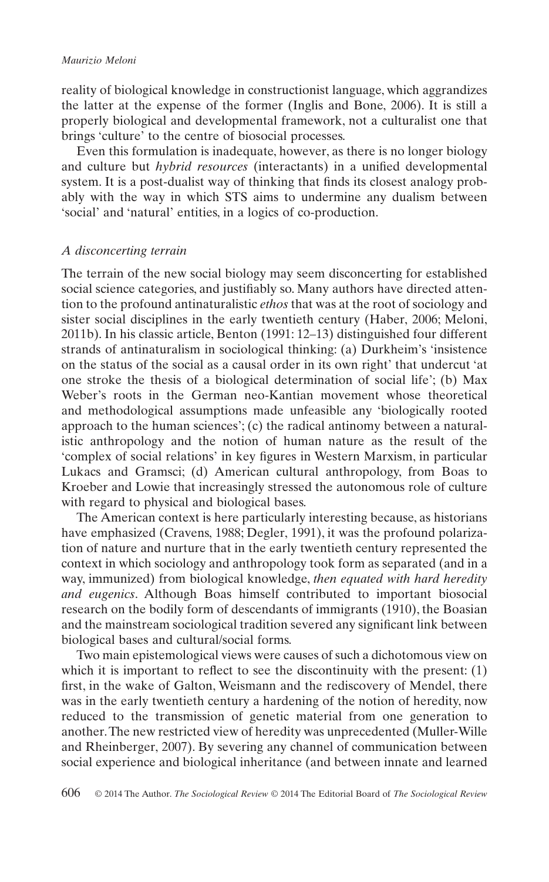reality of biological knowledge in constructionist language, which aggrandizes the latter at the expense of the former (Inglis and Bone, 2006). It is still a properly biological and developmental framework, not a culturalist one that brings 'culture' to the centre of biosocial processes.

Even this formulation is inadequate, however, as there is no longer biology and culture but *hybrid resources* (interactants) in a unified developmental system. It is a post-dualist way of thinking that finds its closest analogy probably with the way in which STS aims to undermine any dualism between 'social' and 'natural' entities, in a logics of co-production.

### *A disconcerting terrain*

The terrain of the new social biology may seem disconcerting for established social science categories, and justifiably so. Many authors have directed attention to the profound antinaturalistic *ethos* that was at the root of sociology and sister social disciplines in the early twentieth century (Haber, 2006; Meloni, 2011b). In his classic article, Benton (1991: 12–13) distinguished four different strands of antinaturalism in sociological thinking: (a) Durkheim's 'insistence on the status of the social as a causal order in its own right' that undercut 'at one stroke the thesis of a biological determination of social life'; (b) Max Weber's roots in the German neo-Kantian movement whose theoretical and methodological assumptions made unfeasible any 'biologically rooted approach to the human sciences'; (c) the radical antinomy between a naturalistic anthropology and the notion of human nature as the result of the 'complex of social relations' in key figures in Western Marxism, in particular Lukacs and Gramsci; (d) American cultural anthropology, from Boas to Kroeber and Lowie that increasingly stressed the autonomous role of culture with regard to physical and biological bases.

The American context is here particularly interesting because, as historians have emphasized (Cravens, 1988; Degler, 1991), it was the profound polarization of nature and nurture that in the early twentieth century represented the context in which sociology and anthropology took form as separated (and in a way, immunized) from biological knowledge, *then equated with hard heredity and eugenics*. Although Boas himself contributed to important biosocial research on the bodily form of descendants of immigrants (1910), the Boasian and the mainstream sociological tradition severed any significant link between biological bases and cultural/social forms.

Two main epistemological views were causes of such a dichotomous view on which it is important to reflect to see the discontinuity with the present: (1) first, in the wake of Galton, Weismann and the rediscovery of Mendel, there was in the early twentieth century a hardening of the notion of heredity, now reduced to the transmission of genetic material from one generation to another. The new restricted view of heredity was unprecedented (Muller-Wille and Rheinberger, 2007). By severing any channel of communication between social experience and biological inheritance (and between innate and learned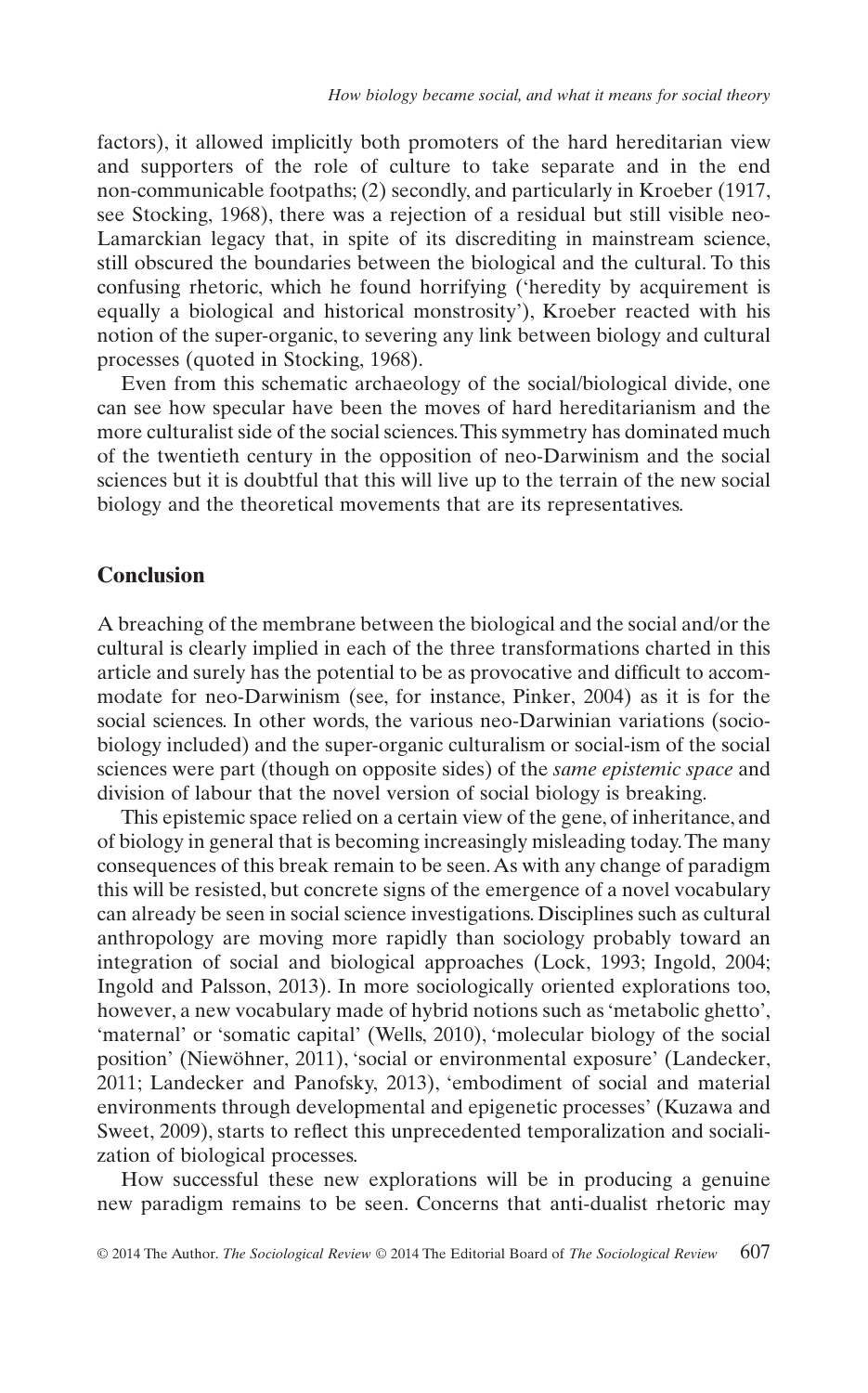factors), it allowed implicitly both promoters of the hard hereditarian view and supporters of the role of culture to take separate and in the end non-communicable footpaths; (2) secondly, and particularly in Kroeber (1917, see Stocking, 1968), there was a rejection of a residual but still visible neo-Lamarckian legacy that, in spite of its discrediting in mainstream science, still obscured the boundaries between the biological and the cultural. To this confusing rhetoric, which he found horrifying ('heredity by acquirement is equally a biological and historical monstrosity'), Kroeber reacted with his notion of the super-organic, to severing any link between biology and cultural processes (quoted in Stocking, 1968).

Even from this schematic archaeology of the social/biological divide, one can see how specular have been the moves of hard hereditarianism and the more culturalist side of the social sciences. This symmetry has dominated much of the twentieth century in the opposition of neo-Darwinism and the social sciences but it is doubtful that this will live up to the terrain of the new social biology and the theoretical movements that are its representatives.

## Conclusion

A breaching of the membrane between the biological and the social and/or the cultural is clearly implied in each of the three transformations charted in this article and surely has the potential to be as provocative and difficult to accommodate for neo-Darwinism (see, for instance, Pinker, 2004) as it is for the social sciences. In other words, the various neo-Darwinian variations (sociobiology included) and the super-organic culturalism or social-ism of the social sciences were part (though on opposite sides) of the *same epistemic space* and division of labour that the novel version of social biology is breaking.

This epistemic space relied on a certain view of the gene, of inheritance, and of biology in general that is becoming increasingly misleading today. The many consequences of this break remain to be seen. As with any change of paradigm this will be resisted, but concrete signs of the emergence of a novel vocabulary can already be seen in social science investigations. Disciplines such as cultural anthropology are moving more rapidly than sociology probably toward an integration of social and biological approaches (Lock, 1993; Ingold, 2004; Ingold and Palsson, 2013). In more sociologically oriented explorations too, however, a new vocabulary made of hybrid notions such as 'metabolic ghetto', 'maternal' or 'somatic capital' (Wells, 2010), 'molecular biology of the social position' (Niewöhner, 2011), 'social or environmental exposure' (Landecker, 2011; Landecker and Panofsky, 2013), 'embodiment of social and material environments through developmental and epigenetic processes' (Kuzawa and Sweet, 2009), starts to reflect this unprecedented temporalization and socialization of biological processes.

How successful these new explorations will be in producing a genuine new paradigm remains to be seen. Concerns that anti-dualist rhetoric may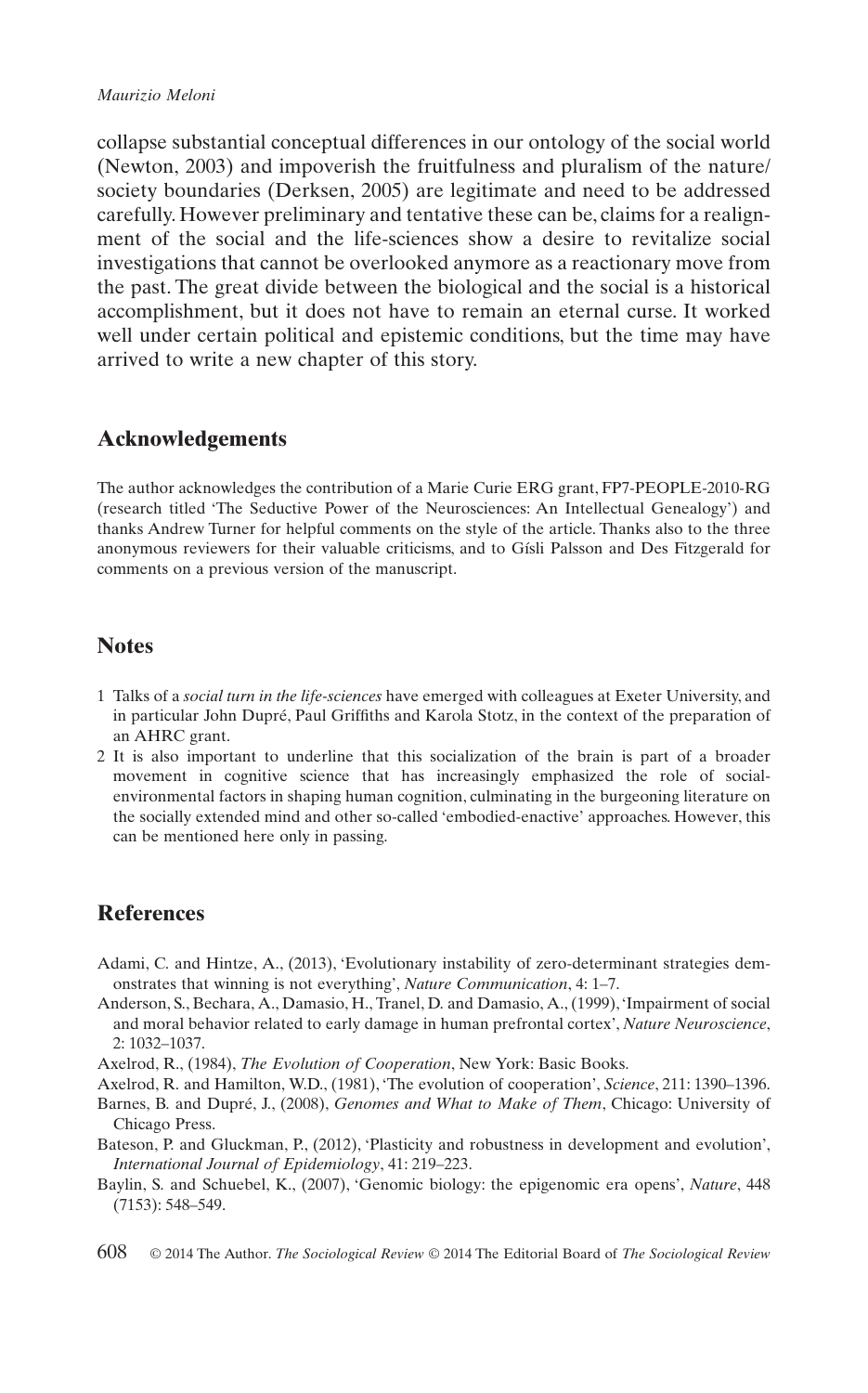collapse substantial conceptual differences in our ontology of the social world (Newton, 2003) and impoverish the fruitfulness and pluralism of the nature/society boundaries (Derksen, 2005) are legitimate and need to be addressed carefully. However preliminary and tentative these can be, claims for a realignment of the social and the life-sciences show a desire to revitalize social investigations that cannot be overlooked anymore as a reactionary move from the past. The great divide between the biological and the social is a historical accomplishment, but it does not have to remain an eternal curse. It worked well under certain political and epistemic conditions, but the time may have arrived to write a new chapter of this story.

## Acknowledgements

The author acknowledges the contribution of a Marie Curie ERG grant, FP7-PEOPLE-2010-RG (research titled 'The Seductive Power of the Neurosciences: An Intellectual Genealogy') and thanks Andrew Turner for helpful comments on the style of the article. Thanks also to the three anonymous reviewers for their valuable criticisms, and to Gísli Palsson and Des Fitzgerald for comments on a previous version of the manuscript.

## Notes

1 Talks of a *social turn in the life-sciences* have emerged with colleagues at Exeter University, and in particular John Dupré, Paul Griffiths and Karola Stotz, in the context of the preparation of an AHRC grant.

2 It is also important to underline that this socialization of the brain is part of a broader movement in cognitive science that has increasingly emphasized the role of social-environmental factors in shaping human cognition, culminating in the burgeoning literature on the socially extended mind and other so-called 'embodied-enactive' approaches. However, this can be mentioned here only in passing.

## References

Adami, C. and Hintze, A., (2013), 'Evolutionary instability of zero-determinant strategies demonstrates that winning is not everything', *Nature Communication*, 4: 1–7.

Anderson, S., Bechara, A., Damasio, H., Tranel, D. and Damasio, A., (1999), 'Impairment of social and moral behavior related to early damage in human prefrontal cortex', *Nature Neuroscience*, 2: 1032–1037.

Axelrod, R., (1984), *The Evolution of Cooperation*, New York: Basic Books.

Axelrod, R. and Hamilton, W.D., (1981), 'The evolution of cooperation', *Science*, 211: 1390–1396.

Barnes, B. and Dupré, J., (2008), *Genomes and What to Make of Them*, Chicago: University of Chicago Press.

Bateson, P. and Gluckman, P., (2012), 'Plasticity and robustness in development and evolution', *International Journal of Epidemiology*, 41: 219–223.

Baylin, S. and Schuebel, K., (2007), 'Genomic biology: the epigenomic era opens', *Nature*, 448 (7153): 548–549.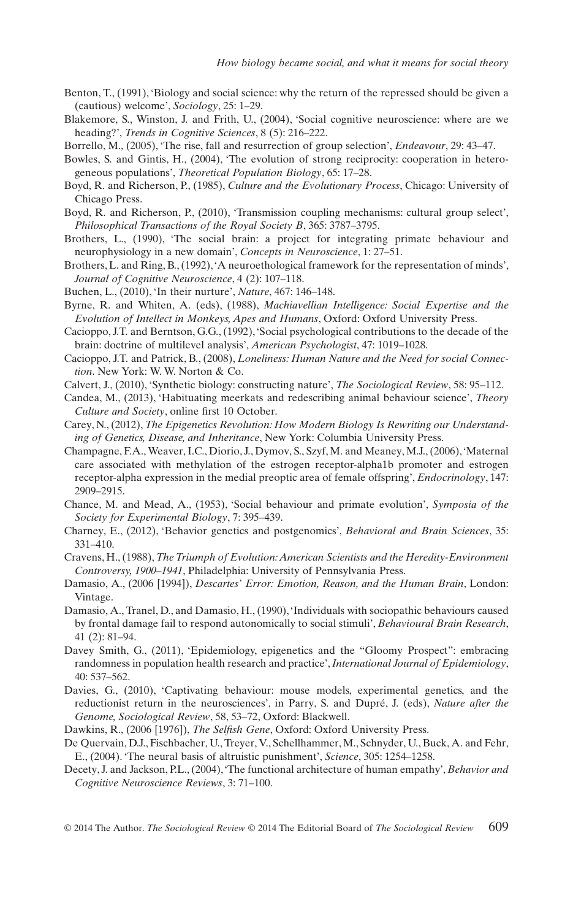Benton, T., (1991), 'Biology and social science: why the return of the repressed should be given a (cautious) welcome', *Sociology*, 25: 1–29.

Blakemore, S., Winston, J. and Frith, U., (2004), 'Social cognitive neuroscience: where are we heading?', *Trends in Cognitive Sciences*, 8 (5): 216–222.

Borrello, M., (2005), 'The rise, fall and resurrection of group selection', *Endeavour*, 29: 43–47.

Bowles, S. and Gintis, H., (2004), 'The evolution of strong reciprocity: cooperation in heterogeneous populations', *Theoretical Population Biology*, 65: 17–28.

Boyd, R. and Richerson, P., (1985), *Culture and the Evolutionary Process*, Chicago: University of Chicago Press.

Boyd, R. and Richerson, P., (2010), 'Transmission coupling mechanisms: cultural group select', *Philosophical Transactions of the Royal Society B*, 365: 3787–3795.

Brothers, L., (1990), 'The social brain: a project for integrating primate behaviour and neurophysiology in a new domain', *Concepts in Neuroscience*, 1: 27–51.

Brothers, L. and Ring, B., (1992), 'A neuroethological framework for the representation of minds', *Journal of Cognitive Neuroscience*, 4 (2): 107–118.

Buchen, L., (2010), 'In their nurture', *Nature*, 467: 146–148.

Byrne, R. and Whiten, A. (eds), (1988), *Machiavellian Intelligence: Social Expertise and the Evolution of Intellect in Monkeys, Apes and Humans*, Oxford: Oxford University Press.

Cacioppo, J.T. and Berntson, G.G., (1992), 'Social psychological contributions to the decade of the brain: doctrine of multilevel analysis', *American Psychologist*, 47: 1019–1028.

Cacioppo, J.T. and Patrick, B., (2008), *Loneliness: Human Nature and the Need for social Connection*. New York: W. W. Norton & Co.

Calvert, J., (2010), 'Synthetic biology: constructing nature', *The Sociological Review*, 58: 95–112.

Candea, M., (2013), 'Habituating meerkats and redescribing animal behaviour science', *Theory Culture and Society*, online first 10 October.

Carey, N., (2012), *The Epigenetics Revolution: How Modern Biology Is Rewriting our Understanding of Genetics, Disease, and Inheritance*, New York: Columbia University Press.

Champagne, F.A., Weaver, I.C., Diorio, J., Dymov, S., Szyf, M. and Meaney, M.J., (2006), 'Maternal care associated with methylation of the estrogen receptor-alpha1b promoter and estrogen receptor-alpha expression in the medial preoptic area of female offspring', *Endocrinology*, 147: 2909–2915.

Chance, M. and Mead, A., (1953), 'Social behaviour and primate evolution', *Symposia of the Society for Experimental Biology*, 7: 395–439.

Charney, E., (2012), 'Behavior genetics and postgenomics', *Behavioral and Brain Sciences*, 35: 331–410.

Cravens, H., (1988), *The Triumph of Evolution: American Scientists and the Heredity-Environment Controversy, 1900–1941*, Philadelphia: University of Pennsylvania Press.

Damasio, A., (2006 [1994]), *Descartes' Error: Emotion, Reason, and the Human Brain*, London: Vintage.

Damasio, A., Tranel, D., and Damasio, H., (1990), 'Individuals with sociopathic behaviours caused by frontal damage fail to respond autonomically to social stimuli', *Behavioural Brain Research*, 41 (2): 81–94.

Davey Smith, G., (2011), 'Epidemiology, epigenetics and the "Gloomy Prospect": embracing randomness in population health research and practice', *International Journal of Epidemiology*, 40: 537–562.

Davies, G., (2010), 'Captivating behaviour: mouse models, experimental genetics, and the reductionist return in the neurosciences', in Parry, S. and Dupré, J. (eds), *Nature after the Genome, Sociological Review*, 58, 53–72, Oxford: Blackwell.

Dawkins, R., (2006 [1976]), *The Selfish Gene*, Oxford: Oxford University Press.

De Quervain, D.J., Fischbacher, U., Treyer, V., Schellhammer, M., Schnyder, U., Buck, A. and Fehr, E., (2004). 'The neural basis of altruistic punishment', *Science*, 305: 1254–1258.

Decety, J. and Jackson, P.L., (2004), 'The functional architecture of human empathy', *Behavior and Cognitive Neuroscience Reviews*, 3: 71–100.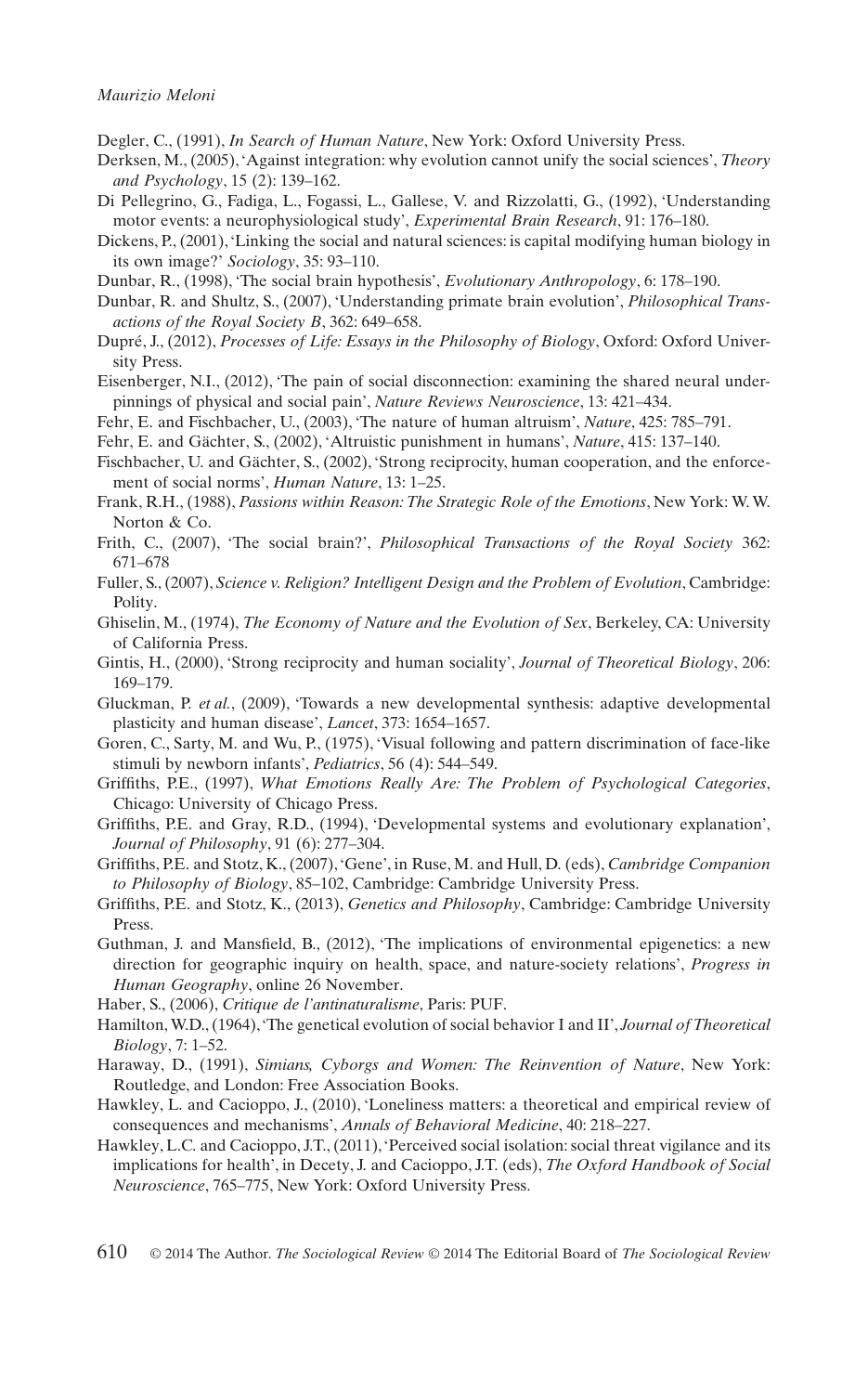Degler, C., (1991), *In Search of Human Nature*, New York: Oxford University Press.

Derksen, M., (2005), 'Against integration: why evolution cannot unify the social sciences', *Theory and Psychology*, 15 (2): 139–162.

Di Pellegrino, G., Fadiga, L., Fogassi, L., Gallese, V. and Rizzolatti, G., (1992), 'Understanding motor events: a neurophysiological study', *Experimental Brain Research*, 91: 176–180.

Dickens, P., (2001), 'Linking the social and natural sciences: is capital modifying human biology in its own image?' *Sociology*, 35: 93–110.

Dunbar, R., (1998), 'The social brain hypothesis', *Evolutionary Anthropology*, 6: 178–190.

Dunbar, R. and Shultz, S., (2007), 'Understanding primate brain evolution', *Philosophical Transactions of the Royal Society B*, 362: 649–658.

Dupré, J., (2012), *Processes of Life: Essays in the Philosophy of Biology*, Oxford: Oxford University Press.

Eisenberger, N.I., (2012), 'The pain of social disconnection: examining the shared neural underpinnings of physical and social pain', *Nature Reviews Neuroscience*, 13: 421–434.

Fehr, E. and Fischbacher, U., (2003), 'The nature of human altruism', *Nature*, 425: 785–791.

Fehr, E. and Gächter, S., (2002), 'Altruistic punishment in humans', *Nature*, 415: 137–140.

Fischbacher, U. and Gächter, S., (2002), 'Strong reciprocity, human cooperation, and the enforcement of social norms', *Human Nature*, 13: 1–25.

Frank, R.H., (1988), *Passions within Reason: The Strategic Role of the Emotions*, New York: W. W. Norton & Co.

Frith, C., (2007), 'The social brain?', *Philosophical Transactions of the Royal Society* 362: 671–678

Fuller, S., (2007), *Science v. Religion? Intelligent Design and the Problem of Evolution*, Cambridge: Polity.

Ghiselin, M., (1974), *The Economy of Nature and the Evolution of Sex*, Berkeley, CA: University of California Press.

Gintis, H., (2000), 'Strong reciprocity and human sociality', *Journal of Theoretical Biology*, 206: 169–179.

Gluckman, P. *et al.*, (2009), 'Towards a new developmental synthesis: adaptive developmental plasticity and human disease', *Lancet*, 373: 1654–1657.

Goren, C., Sarty, M. and Wu, P., (1975), 'Visual following and pattern discrimination of face-like stimuli by newborn infants', *Pediatrics*, 56 (4): 544–549.

Griffiths, P.E., (1997), *What Emotions Really Are: The Problem of Psychological Categories*, Chicago: University of Chicago Press.

Griffiths, P.E. and Gray, R.D., (1994), 'Developmental systems and evolutionary explanation', *Journal of Philosophy*, 91 (6): 277–304.

Griffiths, P.E. and Stotz, K., (2007), 'Gene', in Ruse, M. and Hull, D. (eds), *Cambridge Companion to Philosophy of Biology*, 85–102, Cambridge: Cambridge University Press.

Griffiths, P.E. and Stotz, K., (2013), *Genetics and Philosophy*, Cambridge: Cambridge University Press.

Guthman, J. and Mansfield, B., (2012), 'The implications of environmental epigenetics: a new direction for geographic inquiry on health, space, and nature-society relations', *Progress in Human Geography*, online 26 November.

Haber, S., (2006), *Critique de l'antinaturalisme*, Paris: PUF.

Hamilton, W.D., (1964), 'The genetical evolution of social behavior I and II', *Journal of Theoretical Biology*, 7: 1–52.

Haraway, D., (1991), *Simians, Cyborgs and Women: The Reinvention of Nature*, New York: Routledge, and London: Free Association Books.

Hawkley, L. and Cacioppo, J., (2010), 'Loneliness matters: a theoretical and empirical review of consequences and mechanisms', *Annals of Behavioral Medicine*, 40: 218–227.

Hawkley, L.C. and Cacioppo, J.T., (2011), 'Perceived social isolation: social threat vigilance and its implications for health', in Decety, J. and Cacioppo, J.T. (eds), *The Oxford Handbook of Social Neuroscience*, 765–775, New York: Oxford University Press.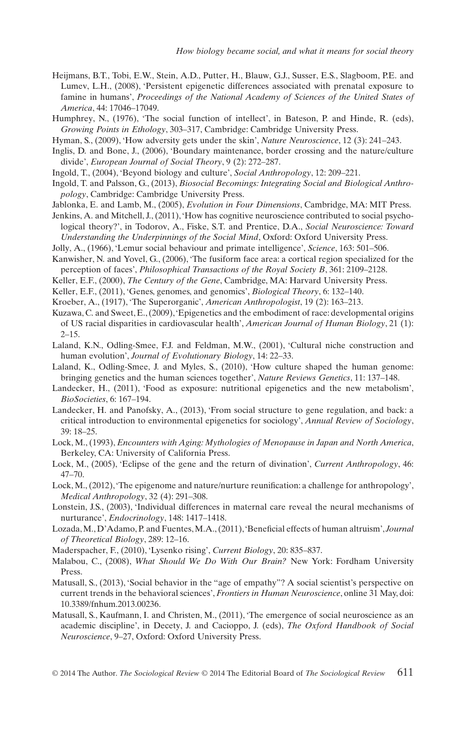Heijmans, B.T., Tobi, E.W., Stein, A.D., Putter, H., Blauw, G.J., Susser, E.S., Slagboom, P.E. and Lumev, L.H., (2008), 'Persistent epigenetic differences associated with prenatal exposure to famine in humans', *Proceedings of the National Academy of Sciences of the United States of America*, 44: 17046–17049.

Humphrey, N., (1976), 'The social function of intellect', in Bateson, P. and Hinde, R. (eds), *Growing Points in Ethology*, 303–317, Cambridge: Cambridge University Press.

Hyman, S., (2009), 'How adversity gets under the skin', *Nature Neuroscience*, 12 (3): 241–243.

Inglis, D. and Bone, J., (2006), 'Boundary maintenance, border crossing and the nature/culture divide', *European Journal of Social Theory*, 9 (2): 272–287.

Ingold, T., (2004), 'Beyond biology and culture', *Social Anthropology*, 12: 209–221.

Ingold, T. and Palsson, G., (2013), *Biosocial Becomings: Integrating Social and Biological Anthropology*, Cambridge: Cambridge University Press.

Jablonka, E. and Lamb, M., (2005), *Evolution in Four Dimensions*, Cambridge, MA: MIT Press.

Jenkins, A. and Mitchell, J., (2011), 'How has cognitive neuroscience contributed to social psychological theory?', in Todorov, A., Fiske, S.T. and Prentice, D.A., *Social Neuroscience: Toward Understanding the Underpinnings of the Social Mind*, Oxford: Oxford University Press.

Jolly, A., (1966), 'Lemur social behaviour and primate intelligence', *Science*, 163: 501–506.

Kanwisher, N. and Yovel, G., (2006), 'The fusiform face area: a cortical region specialized for the perception of faces', *Philosophical Transactions of the Royal Society B*, 361: 2109–2128.

Keller, E.F., (2000), *The Century of the Gene*, Cambridge, MA: Harvard University Press.

Keller, E.F., (2011), 'Genes, genomes, and genomics', *Biological Theory*, 6: 132–140.

Kroeber, A., (1917), 'The Superorganic', *American Anthropologist*, 19 (2): 163–213.

Kuzawa, C. and Sweet, E., (2009), 'Epigenetics and the embodiment of race: developmental origins of US racial disparities in cardiovascular health', *American Journal of Human Biology*, 21 (1): 2–15.

Laland, K.N., Odling-Smee, F.J. and Feldman, M.W., (2001), 'Cultural niche construction and human evolution', *Journal of Evolutionary Biology*, 14: 22–33.

Laland, K., Odling-Smee, J. and Myles, S., (2010), 'How culture shaped the human genome: bringing genetics and the human sciences together', *Nature Reviews Genetics*, 11: 137–148.

Landecker, H., (2011), 'Food as exposure: nutritional epigenetics and the new metabolism', *BioSocieties*, 6: 167–194.

Landecker, H. and Panofsky, A., (2013), 'From social structure to gene regulation, and back: a critical introduction to environmental epigenetics for sociology', *Annual Review of Sociology*, 39: 18–25.

Lock, M., (1993), *Encounters with Aging: Mythologies of Menopause in Japan and North America*, Berkeley, CA: University of California Press.

Lock, M., (2005), 'Eclipse of the gene and the return of divination', *Current Anthropology*, 46: 47–70.

Lock, M., (2012), 'The epigenome and nature/nurture reunification: a challenge for anthropology', *Medical Anthropology*, 32 (4): 291–308.

Lonstein, J.S., (2003), 'Individual differences in maternal care reveal the neural mechanisms of nurturance', *Endocrinology*, 148: 1417–1418.

Lozada, M., D'Adamo, P. and Fuentes, M.A., (2011), 'Beneficial effects of human altruism', *Journal of Theoretical Biology*, 289: 12–16.

Maderspacher, F., (2010), 'Lysenko rising', *Current Biology*, 20: 835–837.

Malabou, C., (2008), *What Should We Do With Our Brain?* New York: Fordham University Press.

Matusall, S., (2013), 'Social behavior in the "age of empathy"? A social scientist's perspective on current trends in the behavioral sciences', *Frontiers in Human Neuroscience*, online 31 May, doi: 10.3389/fnhum.2013.00236.

Matusall, S., Kaufmann, I. and Christen, M., (2011), 'The emergence of social neuroscience as an academic discipline', in Decety, J. and Cacioppo, J. (eds), *The Oxford Handbook of Social Neuroscience*, 9–27, Oxford: Oxford University Press.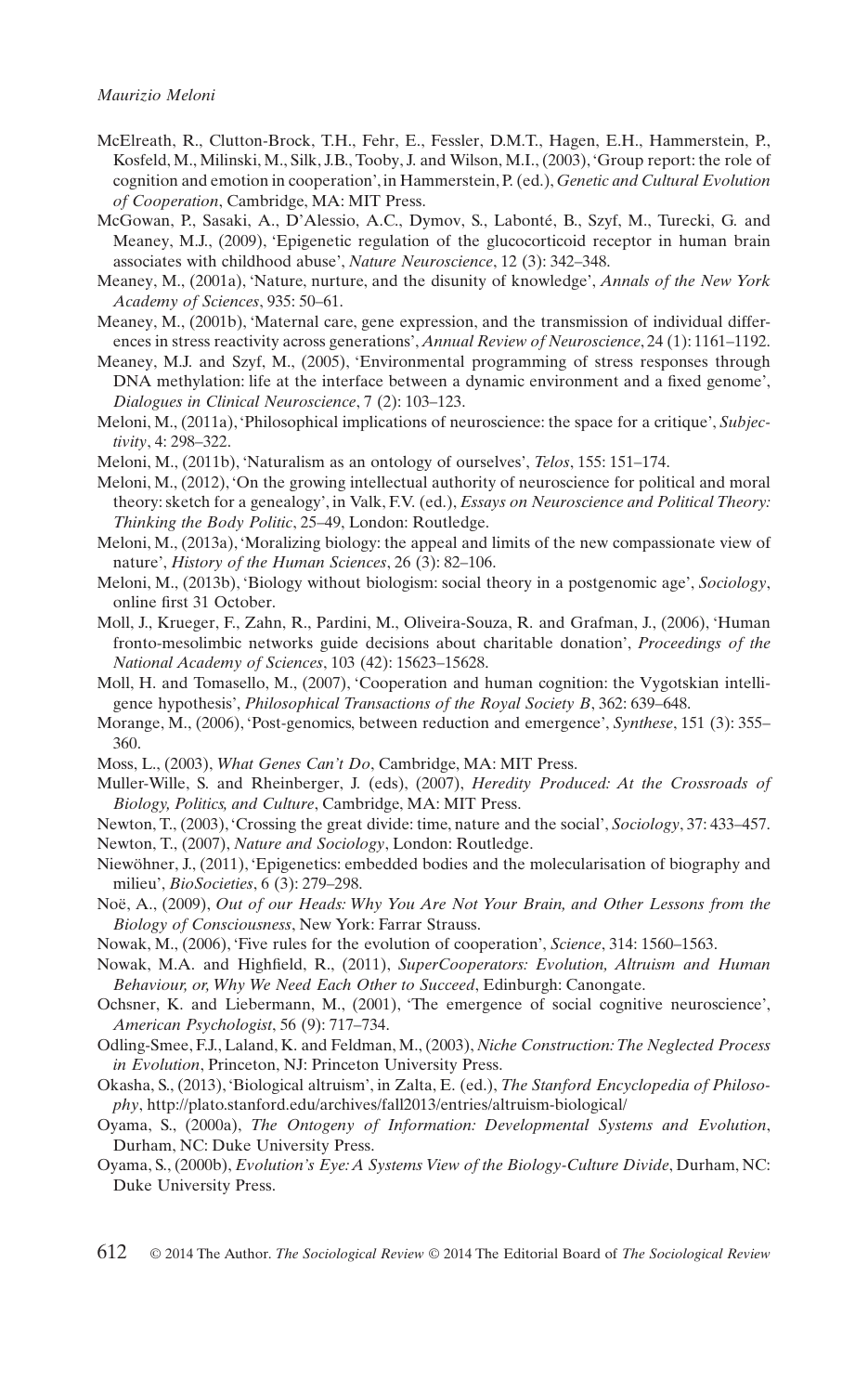McElreath, R., Clutton-Brock, T.H., Fehr, E., Fessler, D.M.T., Hagen, E.H., Hammerstein, P., Kosfeld, M., Milinski, M., Silk, J.B., Tooby, J. and Wilson, M.I., (2003), 'Group report: the role of cognition and emotion in cooperation', in Hammerstein, P. (ed.), *Genetic and Cultural Evolution of Cooperation*, Cambridge, MA: MIT Press.

McGowan, P., Sasaki, A., D'Alessio, A.C., Dymov, S., Labonté, B., Szyf, M., Turecki, G. and Meaney, M.J., (2009), 'Epigenetic regulation of the glucocorticoid receptor in human brain associates with childhood abuse', *Nature Neuroscience*, 12 (3): 342–348.

Meaney, M., (2001a), 'Nature, nurture, and the disunity of knowledge', *Annals of the New York Academy of Sciences*, 935: 50–61.

Meaney, M., (2001b), 'Maternal care, gene expression, and the transmission of individual differences in stress reactivity across generations', *Annual Review of Neuroscience*, 24 (1): 1161–1192.

Meaney, M.J. and Szyf, M., (2005), 'Environmental programming of stress responses through DNA methylation: life at the interface between a dynamic environment and a fixed genome', *Dialogues in Clinical Neuroscience*, 7 (2): 103–123.

Meloni, M., (2011a), 'Philosophical implications of neuroscience: the space for a critique', *Subjectivity*, 4: 298–322.

Meloni, M., (2011b), 'Naturalism as an ontology of ourselves', *Telos*, 155: 151–174.

Meloni, M., (2012), 'On the growing intellectual authority of neuroscience for political and moral theory: sketch for a genealogy', in Valk, F.V. (ed.), *Essays on Neuroscience and Political Theory: Thinking the Body Politic*, 25–49, London: Routledge.

Meloni, M., (2013a), 'Moralizing biology: the appeal and limits of the new compassionate view of nature', *History of the Human Sciences*, 26 (3): 82–106.

Meloni, M., (2013b), 'Biology without biologism: social theory in a postgenomic age', *Sociology*, online first 31 October.

Moll, J., Krueger, F., Zahn, R., Pardini, M., Oliveira-Souza, R. and Grafman, J., (2006), 'Human fronto-mesolimbic networks guide decisions about charitable donation', *Proceedings of the National Academy of Sciences*, 103 (42): 15623–15628.

Moll, H. and Tomasello, M., (2007), 'Cooperation and human cognition: the Vygotskian intelligence hypothesis', *Philosophical Transactions of the Royal Society B*, 362: 639–648.

Morange, M., (2006), 'Post-genomics, between reduction and emergence', *Synthese*, 151 (3): 355–360.

Moss, L., (2003), *What Genes Can't Do*, Cambridge, MA: MIT Press.

Muller-Wille, S. and Rheinberger, J. (eds), (2007), *Heredity Produced: At the Crossroads of Biology, Politics, and Culture*, Cambridge, MA: MIT Press.

Newton, T., (2003), 'Crossing the great divide: time, nature and the social', *Sociology*, 37: 433–457.

Newton, T., (2007), *Nature and Sociology*, London: Routledge.

Niewöhner, J., (2011), 'Epigenetics: embedded bodies and the molecularisation of biography and milieu', *BioSocieties*, 6 (3): 279–298.

Noë, A., (2009), *Out of our Heads: Why You Are Not Your Brain, and Other Lessons from the Biology of Consciousness*, New York: Farrar Strauss.

Nowak, M., (2006), 'Five rules for the evolution of cooperation', *Science*, 314: 1560–1563.

Nowak, M.A. and Highfield, R., (2011), *SuperCooperators: Evolution, Altruism and Human Behaviour, or, Why We Need Each Other to Succeed*, Edinburgh: Canongate.

Ochsner, K. and Liebermann, M., (2001), 'The emergence of social cognitive neuroscience', *American Psychologist*, 56 (9): 717–734.

Odling-Smee, F.J., Laland, K. and Feldman, M., (2003), *Niche Construction: The Neglected Process in Evolution*, Princeton, NJ: Princeton University Press.

Okasha, S., (2013), 'Biological altruism', in Zalta, E. (ed.), *The Stanford Encyclopedia of Philosophy*, http://plato.stanford.edu/archives/fall2013/entries/altruism-biological/

Oyama, S., (2000a), *The Ontogeny of Information: Developmental Systems and Evolution*, Durham, NC: Duke University Press.

Oyama, S., (2000b), *Evolution's Eye: A Systems View of the Biology-Culture Divide*, Durham, NC: Duke University Press.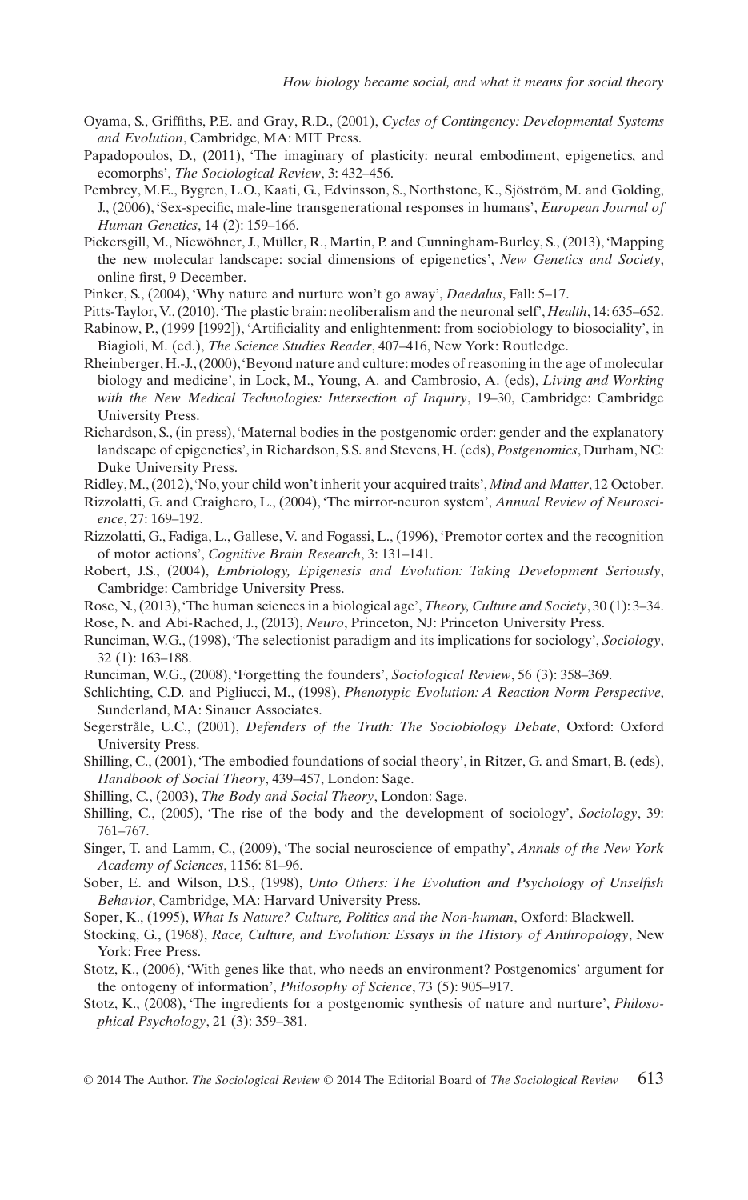Oyama, S., Griffiths, P.E. and Gray, R.D., (2001), *Cycles of Contingency: Developmental Systems and Evolution*, Cambridge, MA: MIT Press.

Papadopoulos, D., (2011), 'The imaginary of plasticity: neural embodiment, epigenetics, and ecomorphs', *The Sociological Review*, 3: 432–456.

Pembrey, M.E., Bygren, L.O., Kaati, G., Edvinsson, S., Northstone, K., Sjöström, M. and Golding, J., (2006), 'Sex-specific, male-line transgenerational responses in humans', *European Journal of Human Genetics*, 14 (2): 159–166.

Pickersgill, M., Niewöhner, J., Müller, R., Martin, P. and Cunningham-Burley, S., (2013), 'Mapping the new molecular landscape: social dimensions of epigenetics', *New Genetics and Society*, online first, 9 December.

Pinker, S., (2004), 'Why nature and nurture won't go away', *Daedalus*, Fall: 5–17.

Pitts-Taylor, V., (2010), 'The plastic brain: neoliberalism and the neuronal self', *Health*, 14: 635–652.

Rabinow, P., (1999 [1992]), 'Artificiality and enlightenment: from sociobiology to biosociality', in Biagioli, M. (ed.), *The Science Studies Reader*, 407–416, New York: Routledge.

Rheinberger, H.-J., (2000), 'Beyond nature and culture: modes of reasoning in the age of molecular biology and medicine', in Lock, M., Young, A. and Cambrosio, A. (eds), *Living and Working with the New Medical Technologies: Intersection of Inquiry*, 19–30, Cambridge: Cambridge University Press.

Richardson, S., (in press), 'Maternal bodies in the postgenomic order: gender and the explanatory landscape of epigenetics', in Richardson, S.S. and Stevens, H. (eds), *Postgenomics*, Durham, NC: Duke University Press.

Ridley, M., (2012), 'No, your child won't inherit your acquired traits', *Mind and Matter*, 12 October.

Rizzolatti, G. and Craighero, L., (2004), 'The mirror-neuron system', *Annual Review of Neuroscience*, 27: 169–192.

Rizzolatti, G., Fadiga, L., Gallese, V. and Fogassi, L., (1996), 'Premotor cortex and the recognition of motor actions', *Cognitive Brain Research*, 3: 131–141.

Robert, J.S., (2004), *Embriology, Epigenesis and Evolution: Taking Development Seriously*, Cambridge: Cambridge University Press.

Rose, N., (2013), 'The human sciences in a biological age', *Theory, Culture and Society*, 30 (1): 3–34.

Rose, N. and Abi-Rached, J., (2013), *Neuro*, Princeton, NJ: Princeton University Press.

Runciman, W.G., (1998), 'The selectionist paradigm and its implications for sociology', *Sociology*, 32 (1): 163–188.

Runciman, W.G., (2008), 'Forgetting the founders', *Sociological Review*, 56 (3): 358–369.

Schlichting, C.D. and Pigliucci, M., (1998), *Phenotypic Evolution: A Reaction Norm Perspective*, Sunderland, MA: Sinauer Associates.

Segerstråle, U.C., (2001), *Defenders of the Truth: The Sociobiology Debate*, Oxford: Oxford University Press.

Shilling, C., (2001), 'The embodied foundations of social theory', in Ritzer, G. and Smart, B. (eds), *Handbook of Social Theory*, 439–457, London: Sage.

Shilling, C., (2003), *The Body and Social Theory*, London: Sage.

Shilling, C., (2005), 'The rise of the body and the development of sociology', *Sociology*, 39: 761–767.

Singer, T. and Lamm, C., (2009), 'The social neuroscience of empathy', *Annals of the New York Academy of Sciences*, 1156: 81–96.

Sober, E. and Wilson, D.S., (1998), *Unto Others: The Evolution and Psychology of Unselfish Behavior*, Cambridge, MA: Harvard University Press.

Soper, K., (1995), *What Is Nature? Culture, Politics and the Non-human*, Oxford: Blackwell.

Stocking, G., (1968), *Race, Culture, and Evolution: Essays in the History of Anthropology*, New York: Free Press.

Stotz, K., (2006), 'With genes like that, who needs an environment? Postgenomics' argument for the ontogeny of information', *Philosophy of Science*, 73 (5): 905–917.

Stotz, K., (2008), 'The ingredients for a postgenomic synthesis of nature and nurture', *Philosophical Psychology*, 21 (3): 359–381.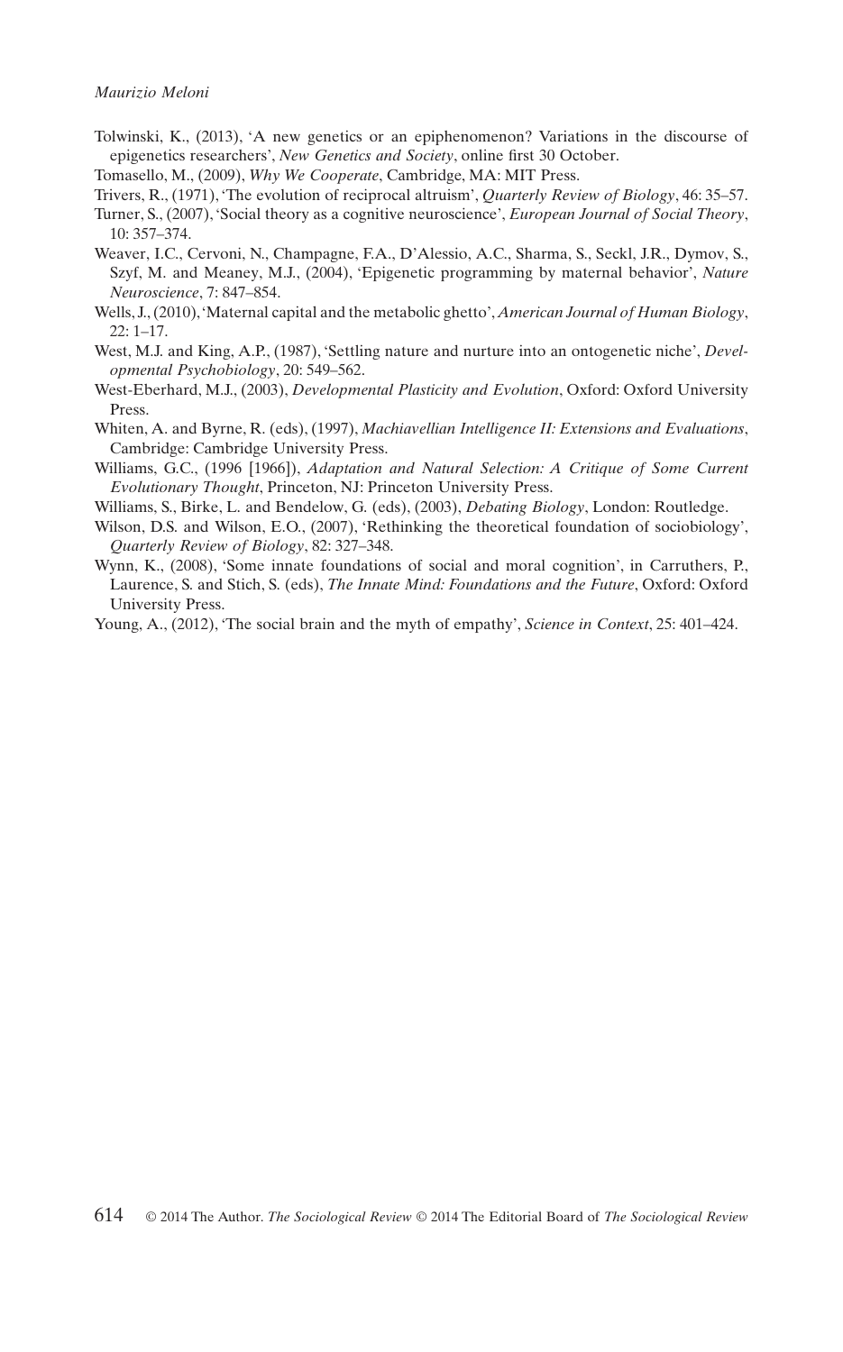Tolwinski, K., (2013), 'A new genetics or an epiphenomenon? Variations in the discourse of epigenetics researchers', *New Genetics and Society*, online first 30 October.

Tomasello, M., (2009), *Why We Cooperate*, Cambridge, MA: MIT Press.

Trivers, R., (1971), 'The evolution of reciprocal altruism', *Quarterly Review of Biology*, 46: 35–57.

Turner, S., (2007), 'Social theory as a cognitive neuroscience', *European Journal of Social Theory*, 10: 357–374.

Weaver, I.C., Cervoni, N., Champagne, F.A., D'Alessio, A.C., Sharma, S., Seckl, J.R., Dymov, S., Szyf, M. and Meaney, M.J., (2004), 'Epigenetic programming by maternal behavior', *Nature Neuroscience*, 7: 847–854.

Wells, J., (2010), 'Maternal capital and the metabolic ghetto', *American Journal of Human Biology*, 22: 1–17.

West, M.J. and King, A.P., (1987), 'Settling nature and nurture into an ontogenetic niche', *Developmental Psychobiology*, 20: 549–562.

West-Eberhard, M.J., (2003), *Developmental Plasticity and Evolution*, Oxford: Oxford University Press.

Whiten, A. and Byrne, R. (eds), (1997), *Machiavellian Intelligence II: Extensions and Evaluations*, Cambridge: Cambridge University Press.

Williams, G.C., (1996 [1966]), *Adaptation and Natural Selection: A Critique of Some Current Evolutionary Thought*, Princeton, NJ: Princeton University Press.

Williams, S., Birke, L. and Bendelow, G. (eds), (2003), *Debating Biology*, London: Routledge.

Wilson, D.S. and Wilson, E.O., (2007), 'Rethinking the theoretical foundation of sociobiology', *Quarterly Review of Biology*, 82: 327–348.

Wynn, K., (2008), 'Some innate foundations of social and moral cognition', in Carruthers, P., Laurence, S. and Stich, S. (eds), *The Innate Mind: Foundations and the Future*, Oxford: Oxford University Press.

Young, A., (2012), 'The social brain and the myth of empathy', *Science in Context*, 25: 401–424.